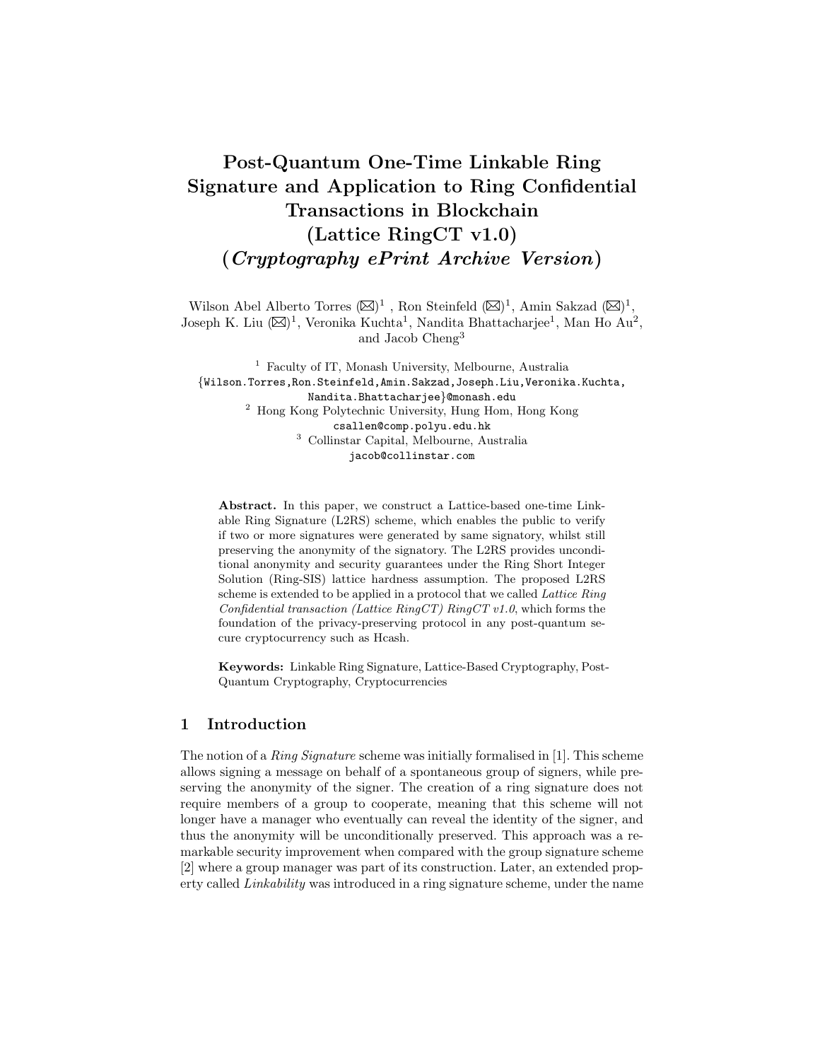# Post-Quantum One-Time Linkable Ring Signature and Application to Ring Confidential Transactions in Blockchain (Lattice RingCT v1.0) (*Cryptography ePrint Archive Version*)

Wilson Abel Alberto Torres (✉)[1] , Ron Steinfeld (✉)[1], Amin Sakzad (✉)[1], Joseph K. Liu (✉)[1], Veronika Kuchta[1], Nandita Bhattacharjee[1], Man Ho Au[2], and Jacob Cheng[3]

[1] Faculty of IT, Monash University, Melbourne, Australia
{Wilson.Torres,Ron.Steinfeld,Amin.Sakzad,Joseph.Liu,Veronika.Kuchta, Nandita.Bhattacharjee}@monash.edu

[2] Hong Kong Polytechnic University, Hung Hom, Hong Kong
csallen@comp.polyu.edu.hk

[3] Collinstar Capital, Melbourne, Australia
jacob@collinstar.com

**Abstract.** In this paper, we construct a Lattice-based one-time Linkable Ring Signature (L2RS) scheme, which enables the public to verify if two or more signatures were generated by same signatory, whilst still preserving the anonymity of the signatory. The L2RS provides unconditional anonymity and security guarantees under the Ring Short Integer Solution (Ring-SIS) lattice hardness assumption. The proposed L2RS scheme is extended to be applied in a protocol that we called *Lattice Ring Confidential transaction (Lattice RingCT) RingCT v1.0*, which forms the foundation of the privacy-preserving protocol in any post-quantum secure cryptocurrency such as Hcash.

**Keywords:** Linkable Ring Signature, Lattice-Based Cryptography, Post-Quantum Cryptography, Cryptocurrencies

## 1 Introduction

The notion of a *Ring Signature* scheme was initially formalised in [1]. This scheme allows signing a message on behalf of a spontaneous group of signers, while preserving the anonymity of the signer. The creation of a ring signature does not require members of a group to cooperate, meaning that this scheme will not longer have a manager who eventually can reveal the identity of the signer, and thus the anonymity will be unconditionally preserved. This approach was a remarkable security improvement when compared with the group signature scheme [2] where a group manager was part of its construction. Later, an extended property called *Linkability* was introduced in a ring signature scheme, under the name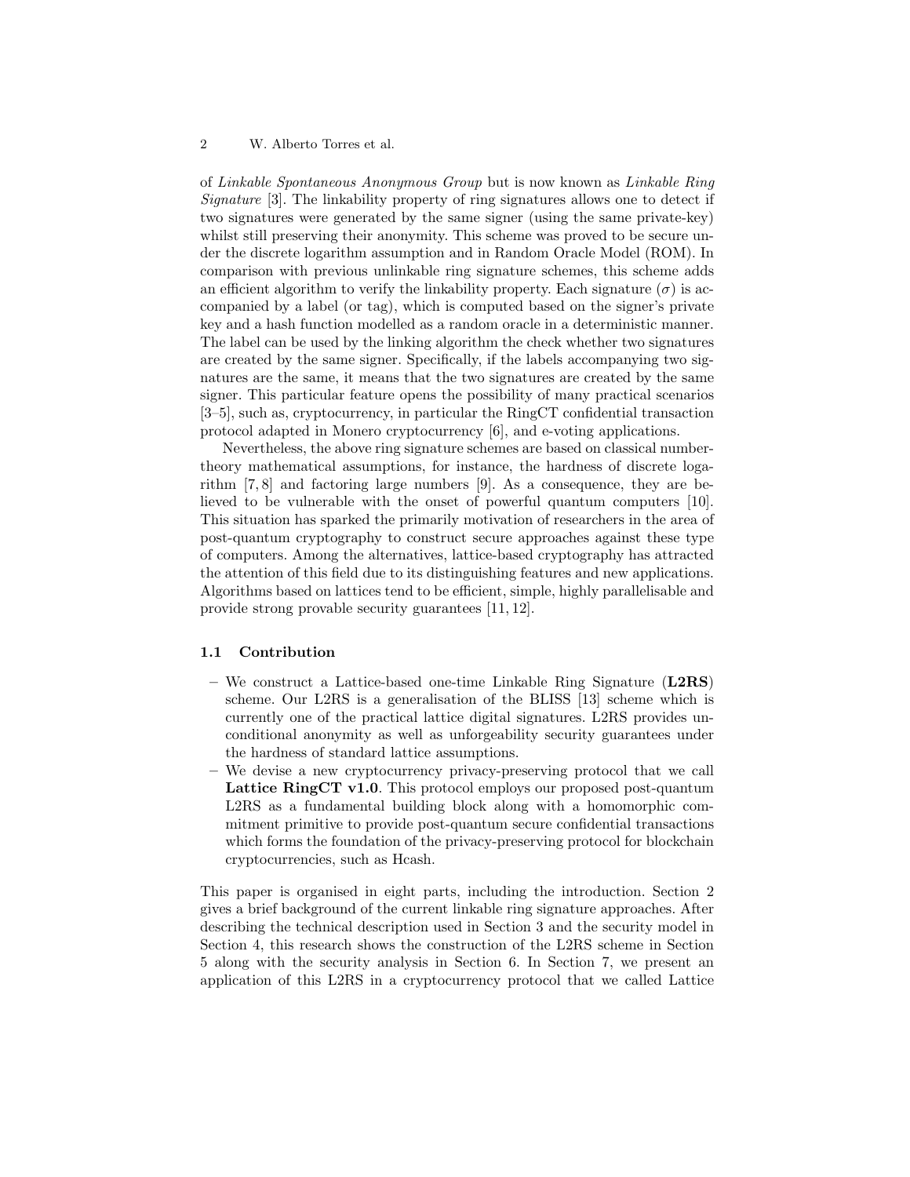of *Linkable Spontaneous Anonymous Group* but is now known as *Linkable Ring Signature* [3]. The linkability property of ring signatures allows one to detect if two signatures were generated by the same signer (using the same private-key) whilst still preserving their anonymity. This scheme was proved to be secure under the discrete logarithm assumption and in Random Oracle Model (ROM). In comparison with previous unlinkable ring signature schemes, this scheme adds an efficient algorithm to verify the linkability property. Each signature ($\sigma$) is accompanied by a label (or tag), which is computed based on the signer's private key and a hash function modelled as a random oracle in a deterministic manner. The label can be used by the linking algorithm the check whether two signatures are created by the same signer. Specifically, if the labels accompanying two signatures are the same, it means that the two signatures are created by the same signer. This particular feature opens the possibility of many practical scenarios [3–5], such as, cryptocurrency, in particular the RingCT confidential transaction protocol adapted in Monero cryptocurrency [6], and e-voting applications.

Nevertheless, the above ring signature schemes are based on classical number-theory mathematical assumptions, for instance, the hardness of discrete logarithm [7, 8] and factoring large numbers [9]. As a consequence, they are believed to be vulnerable with the onset of powerful quantum computers [10]. This situation has sparked the primarily motivation of researchers in the area of post-quantum cryptography to construct secure approaches against these type of computers. Among the alternatives, lattice-based cryptography has attracted the attention of this field due to its distinguishing features and new applications. Algorithms based on lattices tend to be efficient, simple, highly parallelisable and provide strong provable security guarantees [11, 12].

### 1.1 Contribution

- We construct a Lattice-based one-time Linkable Ring Signature (**L2RS**) scheme. Our L2RS is a generalisation of the BLISS [13] scheme which is currently one of the practical lattice digital signatures. L2RS provides unconditional anonymity as well as unforgeability security guarantees under the hardness of standard lattice assumptions.
- We devise a new cryptocurrency privacy-preserving protocol that we call **Lattice RingCT v1.0**. This protocol employs our proposed post-quantum L2RS as a fundamental building block along with a homomorphic commitment primitive to provide post-quantum secure confidential transactions which forms the foundation of the privacy-preserving protocol for blockchain cryptocurrencies, such as Hcash.

This paper is organised in eight parts, including the introduction. Section 2 gives a brief background of the current linkable ring signature approaches. After describing the technical description used in Section 3 and the security model in Section 4, this research shows the construction of the L2RS scheme in Section 5 along with the security analysis in Section 6. In Section 7, we present an application of this L2RS in a cryptocurrency protocol that we called Lattice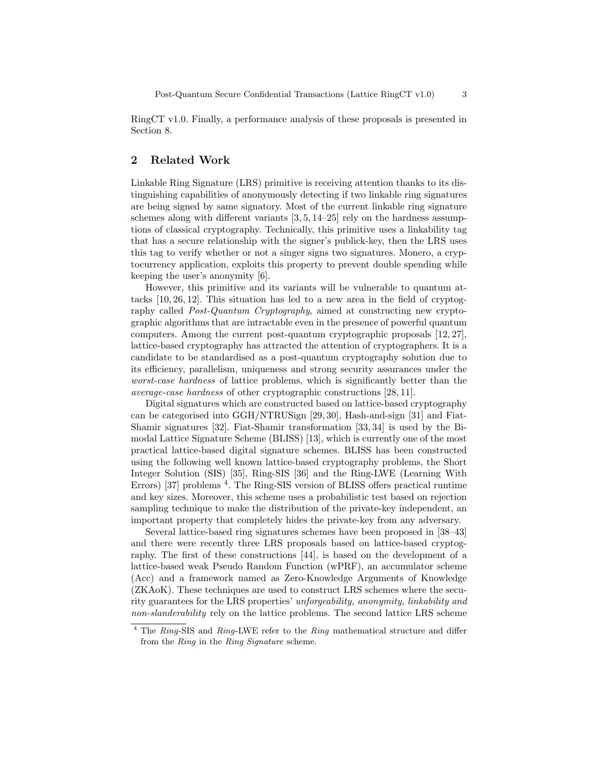RingCT v1.0. Finally, a performance analysis of these proposals is presented in Section 8.

## 2 Related Work

Linkable Ring Signature (LRS) primitive is receiving attention thanks to its distinguishing capabilities of anonymously detecting if two linkable ring signatures are being signed by same signatory. Most of the current linkable ring signature schemes along with different variants [3, 5, 14–25] rely on the hardness assumptions of classical cryptography. Technically, this primitive uses a linkability tag that has a secure relationship with the signer's publick-key, then the LRS uses this tag to verify whether or not a singer signs two signatures. Monero, a cryptocurrency application, exploits this property to prevent double spending while keeping the user's anonymity [6].

However, this primitive and its variants will be vulnerable to quantum attacks [10, 26, 12]. This situation has led to a new area in the field of cryptography called *Post-Quantum Cryptography*, aimed at constructing new cryptographic algorithms that are intractable even in the presence of powerful quantum computers. Among the current post-quantum cryptographic proposals [12, 27], lattice-based cryptography has attracted the attention of cryptographers. It is a candidate to be standardised as a post-quantum cryptography solution due to its efficiency, parallelism, uniqueness and strong security assurances under the *worst-case hardness* of lattice problems, which is significantly better than the *average-case hardness* of other cryptographic constructions [28, 11].

Digital signatures which are constructed based on lattice-based cryptography can be categorised into GGH/NTRUSign [29, 30], Hash-and-sign [31] and Fiat-Shamir signatures [32]. Fiat-Shamir transformation [33, 34] is used by the Bimodal Lattice Signature Scheme (BLISS) [13], which is currently one of the most practical lattice-based digital signature schemes. BLISS has been constructed using the following well known lattice-based cryptography problems, the Short Integer Solution (SIS) [35], Ring-SIS [36] and the Ring-LWE (Learning With Errors) [37] problems [4]. The Ring-SIS version of BLISS offers practical runtime and key sizes. Moreover, this scheme uses a probabilistic test based on rejection sampling technique to make the distribution of the private-key independent, an important property that completely hides the private-key from any adversary.

Several lattice-based ring signatures schemes have been proposed in [38–43] and there were recently three LRS proposals based on lattice-based cryptography. The first of these constructions [44], is based on the development of a lattice-based weak Pseudo Random Function (wPRF), an accumulator scheme (Acc) and a framework named as Zero-Knowledge Arguments of Knowledge (ZKAoK). These techniques are used to construct LRS schemes where the security guarantees for the LRS properties' *unforgeability, anonymity, linkability and non-slanderability* rely on the lattice problems. The second lattice LRS scheme

[4] The *Ring*-SIS and *Ring*-LWE refer to the *Ring* mathematical structure and differ from the *Ring* in the *Ring Signature* scheme.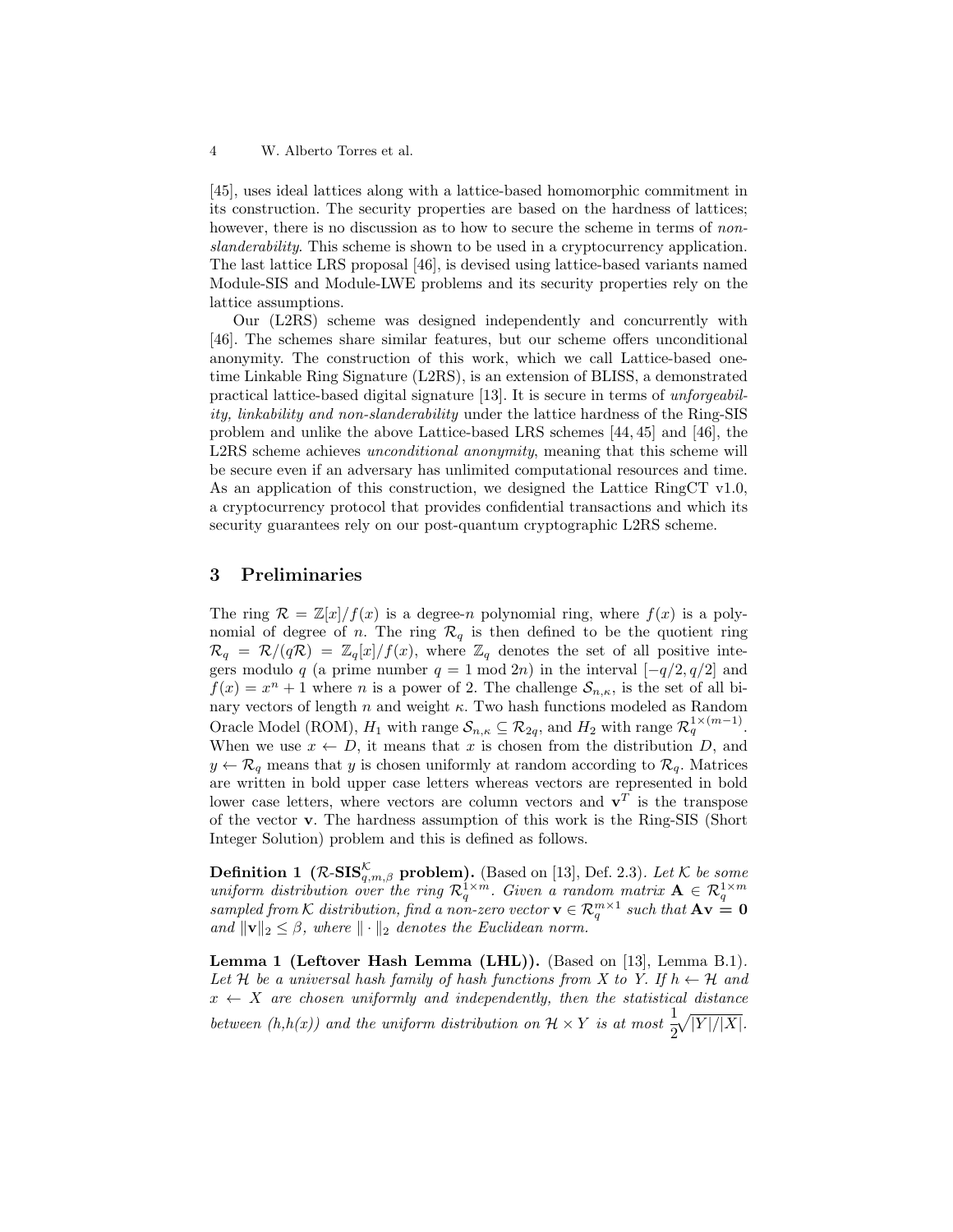[45], uses ideal lattices along with a lattice-based homomorphic commitment in its construction. The security properties are based on the hardness of lattices; however, there is no discussion as to how to secure the scheme in terms of *non-slanderability*. This scheme is shown to be used in a cryptocurrency application. The last lattice LRS proposal [46], is devised using lattice-based variants named Module-SIS and Module-LWE problems and its security properties rely on the lattice assumptions.

Our (L2RS) scheme was designed independently and concurrently with [46]. The schemes share similar features, but our scheme offers unconditional anonymity. The construction of this work, which we call Lattice-based one-time Linkable Ring Signature (L2RS), is an extension of BLISS, a demonstrated practical lattice-based digital signature [13]. It is secure in terms of *unforgeability, linkability and non-slanderability* under the lattice hardness of the Ring-SIS problem and unlike the above Lattice-based LRS schemes [44, 45] and [46], the L2RS scheme achieves *unconditional anonymity*, meaning that this scheme will be secure even if an adversary has unlimited computational resources and time. As an application of this construction, we designed the Lattice RingCT v1.0, a cryptocurrency protocol that provides confidential transactions and which its security guarantees rely on our post-quantum cryptographic L2RS scheme.

## 3 Preliminaries

The ring $\mathcal{R} = \mathbb{Z}[x]/f(x)$ is a degree-$n$ polynomial ring, where $f(x)$ is a polynomial of degree of $n$. The ring $\mathcal{R}_q$ is then defined to be the quotient ring $\mathcal{R}_q = \mathcal{R}/(q\mathcal{R}) = \mathbb{Z}_q[x]/f(x)$, where $\mathbb{Z}_q$ denotes the set of all positive integers modulo $q$ (a prime number $q = 1 \bmod 2n$) in the interval $[-q/2, q/2]$ and $f(x) = x^n + 1$ where $n$ is a power of 2. The challenge $\mathcal{S}_{n,\kappa}$, is the set of all binary vectors of length $n$ and weight $\kappa$. Two hash functions modeled as Random Oracle Model (ROM), $H_1$ with range $\mathcal{S}_{n,\kappa} \subseteq \mathcal{R}_{2q}$, and $H_2$ with range $\mathcal{R}_q^{1\times(m-1)}$. When we use $x \leftarrow D$, it means that $x$ is chosen from the distribution $D$, and $y \leftarrow \mathcal{R}_q$ means that $y$ is chosen uniformly at random according to $\mathcal{R}_q$. Matrices are written in bold upper case letters whereas vectors are represented in bold lower case letters, where vectors are column vectors and $\mathbf{v}^T$ is the transpose of the vector $\mathbf{v}$. The hardness assumption of this work is the Ring-SIS (Short Integer Solution) problem and this is defined as follows.

**Definition 1 ($\mathcal{R}$-$\mathbf{SIS}_{q,m,\beta}^{\mathcal{K}}$ problem).** (Based on [13], Def. 2.3). *Let $\mathcal{K}$ be some uniform distribution over the ring $\mathcal{R}_q^{1\times m}$. Given a random matrix $\mathbf{A} \in \mathcal{R}_q^{1\times m}$ sampled from $\mathcal{K}$ distribution, find a non-zero vector $\mathbf{v} \in \mathcal{R}_q^{m\times 1}$ such that $\mathbf{A}\mathbf{v} = \mathbf{0}$ and $\|\mathbf{v}\|_2 \leq \beta$, where $\|\cdot\|_2$ denotes the Euclidean norm.*

**Lemma 1 (Leftover Hash Lemma (LHL)).** (Based on [13], Lemma B.1). *Let $\mathcal{H}$ be a universal hash family of hash functions from $X$ to $Y$. If $h \leftarrow \mathcal{H}$ and $x \leftarrow X$ are chosen uniformly and independently, then the statistical distance between $(h,h(x))$ and the uniform distribution on $\mathcal{H} \times Y$ is at most $\frac{1}{2}\sqrt{|Y|/|X|}$.*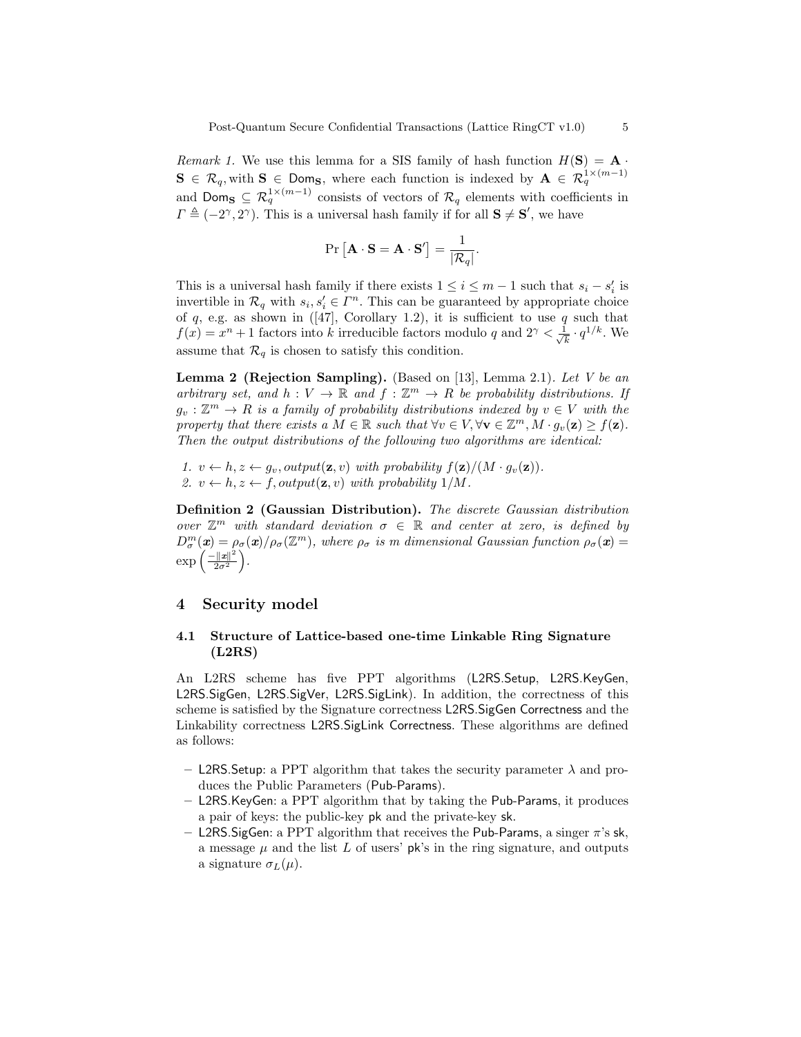*Remark 1.* We use this lemma for a SIS family of hash function $H(\mathbf{S}) = \mathbf{A} \cdot \mathbf{S} \in \mathcal{R}_q$, with $\mathbf{S} \in \mathsf{Dom}_{\mathbf{S}}$, where each function is indexed by $\mathbf{A} \in \mathcal{R}_q^{1\times(m-1)}$ and $\mathsf{Dom}_{\mathbf{S}} \subseteq \mathcal{R}_q^{1\times(m-1)}$ consists of vectors of $\mathcal{R}_q$ elements with coefficients in $\Gamma \triangleq (-2^\gamma, 2^\gamma)$. This is a universal hash family if for all $\mathbf{S} \neq \mathbf{S}'$, we have

$$\Pr\left[\mathbf{A} \cdot \mathbf{S} = \mathbf{A} \cdot \mathbf{S}'\right] = \frac{1}{|\mathcal{R}_q|}.$$

This is a universal hash family if there exists $1 \le i \le m-1$ such that $s_i - s_i'$ is invertible in $\mathcal{R}_q$ with $s_i, s_i' \in \Gamma^n$. This can be guaranteed by appropriate choice of $q$, e.g. as shown in ([47], Corollary 1.2), it is sufficient to use $q$ such that $f(x) = x^n + 1$ factors into $k$ irreducible factors modulo $q$ and $2^\gamma < \frac{1}{\sqrt{k}} \cdot q^{1/k}$. We assume that $\mathcal{R}_q$ is chosen to satisfy this condition.

**Lemma 2 (Rejection Sampling).** (Based on [13], Lemma 2.1). *Let $V$ be an arbitrary set, and $h : V \to \mathbb{R}$ and $f : \mathbb{Z}^m \to R$ be probability distributions. If $g_v : \mathbb{Z}^m \to R$ is a family of probability distributions indexed by $v \in V$ with the property that there exists a $M \in \mathbb{R}$ such that $\forall v \in V, \forall \mathbf{v} \in \mathbb{Z}^m, M \cdot g_v(\mathbf{z}) \ge f(\mathbf{z})$. Then the output distributions of the following two algorithms are identical:*

1. *$v \leftarrow h, z \leftarrow g_v, output(\mathbf{z}, v)$ with probability $f(\mathbf{z})/(M \cdot g_v(\mathbf{z}))$.*
2. *$v \leftarrow h, z \leftarrow f, output(\mathbf{z}, v)$ with probability $1/M$.*

**Definition 2 (Gaussian Distribution).** *The discrete Gaussian distribution over $\mathbb{Z}^m$ with standard deviation $\sigma \in \mathbb{R}$ and center at zero, is defined by $D_\sigma^m(\boldsymbol{x}) = \rho_\sigma(\boldsymbol{x})/\rho_\sigma(\mathbb{Z}^m)$, where $\rho_\sigma$ is $m$ dimensional Gaussian function $\rho_\sigma(\boldsymbol{x}) = \exp\left(\frac{-\|\boldsymbol{x}\|^2}{2\sigma^2}\right)$.*

## 4 Security model

### 4.1 Structure of Lattice-based one-time Linkable Ring Signature (L2RS)

An L2RS scheme has five PPT algorithms (L2RS.Setup, L2RS.KeyGen, L2RS.SigGen, L2RS.SigVer, L2RS.SigLink). In addition, the correctness of this scheme is satisfied by the Signature correctness L2RS.SigGen Correctness and the Linkability correctness L2RS.SigLink Correctness. These algorithms are defined as follows:

- L2RS.Setup: a PPT algorithm that takes the security parameter $\lambda$ and produces the Public Parameters (Pub-Params).
- L2RS.KeyGen: a PPT algorithm that by taking the Pub-Params, it produces a pair of keys: the public-key pk and the private-key sk.
- L2RS.SigGen: a PPT algorithm that receives the Pub-Params, a singer $\pi$'s sk, a message $\mu$ and the list $L$ of users' pk's in the ring signature, and outputs a signature $\sigma_L(\mu)$.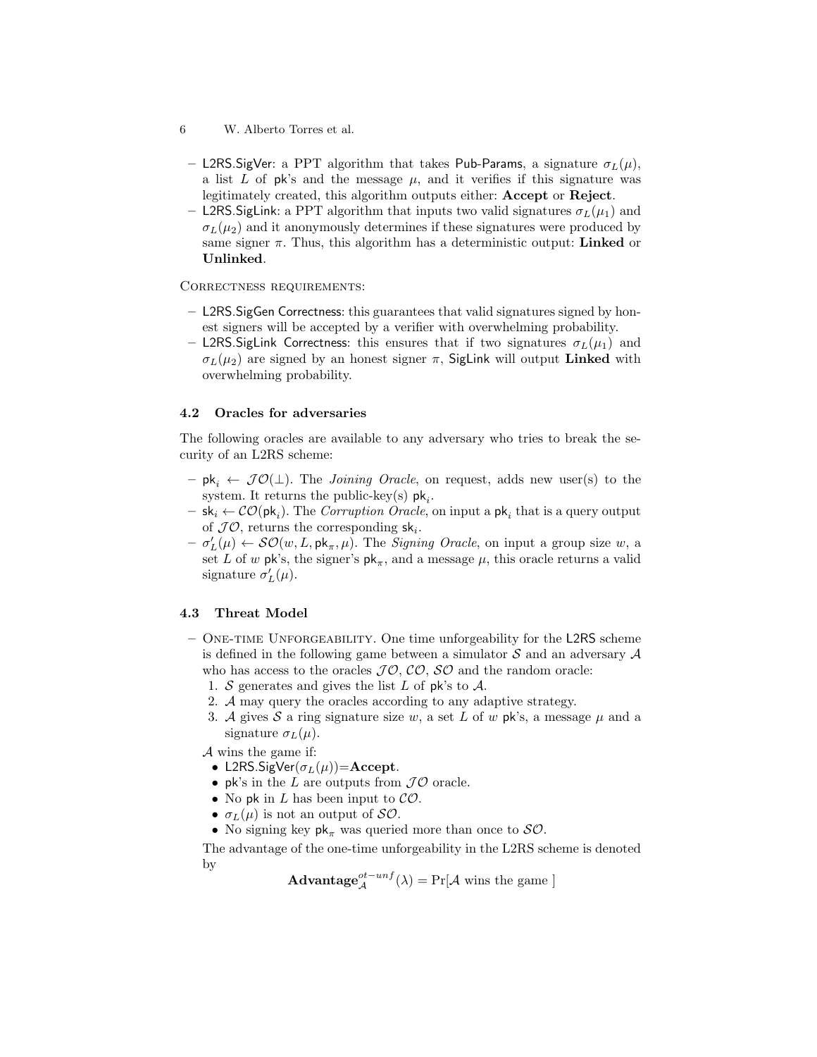- L2RS.SigVer: a PPT algorithm that takes Pub-Params, a signature $\sigma_L(\mu)$, a list $L$ of pk's and the message $\mu$, and it verifies if this signature was legitimately created, this algorithm outputs either: **Accept** or **Reject**.
- L2RS.SigLink: a PPT algorithm that inputs two valid signatures $\sigma_L(\mu_1)$ and $\sigma_L(\mu_2)$ and it anonymously determines if these signatures were produced by same signer $\pi$. Thus, this algorithm has a deterministic output: **Linked** or **Unlinked**.

CORRECTNESS REQUIREMENTS:

- L2RS.SigGen Correctness: this guarantees that valid signatures signed by honest signers will be accepted by a verifier with overwhelming probability.
- L2RS.SigLink Correctness: this ensures that if two signatures $\sigma_L(\mu_1)$ and $\sigma_L(\mu_2)$ are signed by an honest signer $\pi$, SigLink will output **Linked** with overwhelming probability.

### 4.2 Oracles for adversaries

The following oracles are available to any adversary who tries to break the security of an L2RS scheme:

- $\mathsf{pk}_i \leftarrow \mathcal{JO}(\perp)$. The *Joining Oracle*, on request, adds new user(s) to the system. It returns the public-key(s) $\mathsf{pk}_i$.
- $\mathsf{sk}_i \leftarrow \mathcal{CO}(\mathsf{pk}_i)$. The *Corruption Oracle*, on input a $\mathsf{pk}_i$ that is a query output of $\mathcal{JO}$, returns the corresponding $\mathsf{sk}_i$.
- $\sigma'_L(\mu) \leftarrow \mathcal{SO}(w, L, \mathsf{pk}_\pi, \mu)$. The *Signing Oracle*, on input a group size $w$, a set $L$ of $w$ pk's, the signer's $\mathsf{pk}_\pi$, and a message $\mu$, this oracle returns a valid signature $\sigma'_L(\mu)$.

### 4.3 Threat Model

- ONE-TIME UNFORGEABILITY. One time unforgeability for the L2RS scheme is defined in the following game between a simulator $\mathcal{S}$ and an adversary $\mathcal{A}$ who has access to the oracles $\mathcal{JO}$, $\mathcal{CO}$, $\mathcal{SO}$ and the random oracle:
  1. $\mathcal{S}$ generates and gives the list $L$ of pk's to $\mathcal{A}$.
  2. $\mathcal{A}$ may query the oracles according to any adaptive strategy.
  3. $\mathcal{A}$ gives $\mathcal{S}$ a ring signature size $w$, a set $L$ of $w$ pk's, a message $\mu$ and a signature $\sigma_L(\mu)$.

  $\mathcal{A}$ wins the game if:
  - L2RS.SigVer($\sigma_L(\mu)$)=**Accept**.
  - pk's in the $L$ are outputs from $\mathcal{JO}$ oracle.
  - No pk in $L$ has been input to $\mathcal{CO}$.
  - $\sigma_L(\mu)$ is not an output of $\mathcal{SO}$.
  - No signing key $\mathsf{pk}_\pi$ was queried more than once to $\mathcal{SO}$.

  The advantage of the one-time unforgeability in the L2RS scheme is denoted by

  $$\mathbf{Advantage}_{\mathcal{A}}^{ot-unf}(\lambda) = \Pr[\mathcal{A} \text{ wins the game }]$$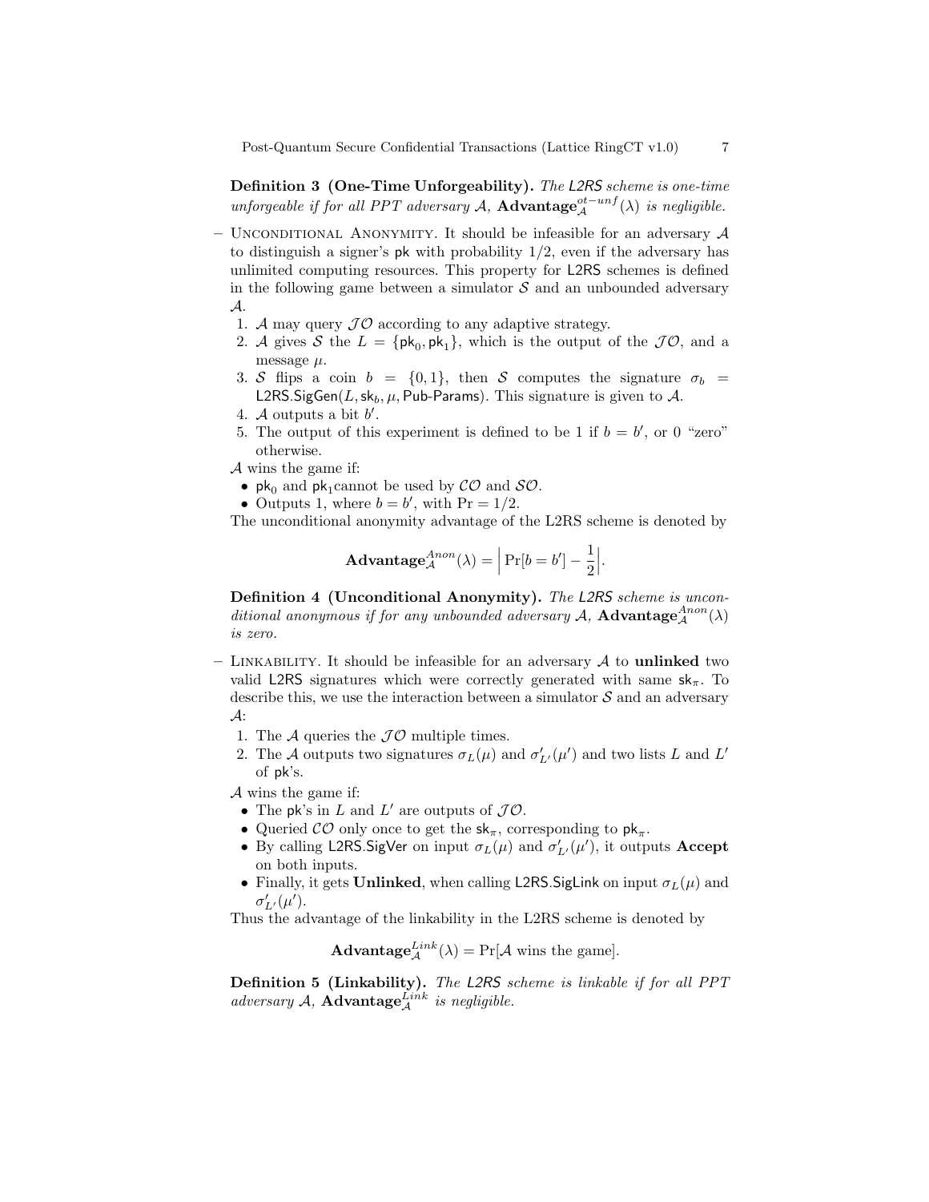**Definition 3 (One-Time Unforgeability).** *The L2RS scheme is one-time unforgeable if for all PPT adversary $\mathcal{A}$, $\textbf{Advantage}_{\mathcal{A}}^{ot-unf}(\lambda)$ is negligible.*

- Unconditional Anonymity. It should be infeasible for an adversary $\mathcal{A}$ to distinguish a signer's $\mathsf{pk}$ with probability $1/2$, even if the adversary has unlimited computing resources. This property for L2RS schemes is defined in the following game between a simulator $\mathcal{S}$ and an unbounded adversary $\mathcal{A}$.
  1. $\mathcal{A}$ may query $\mathcal{JO}$ according to any adaptive strategy.
  2. $\mathcal{A}$ gives $\mathcal{S}$ the $L = \{\mathsf{pk}_0, \mathsf{pk}_1\}$, which is the output of the $\mathcal{JO}$, and a message $\mu$.
  3. $\mathcal{S}$ flips a coin $b = \{0, 1\}$, then $\mathcal{S}$ computes the signature $\sigma_b = \mathsf{L2RS.SigGen}(L, \mathsf{sk}_b, \mu, \mathsf{Pub\text{-}Params})$. This signature is given to $\mathcal{A}$.
  4. $\mathcal{A}$ outputs a bit $b'$.
  5. The output of this experiment is defined to be 1 if $b = b'$, or 0 "zero" otherwise.

  $\mathcal{A}$ wins the game if:
  - $\mathsf{pk}_0$ and $\mathsf{pk}_1$cannot be used by $\mathcal{CO}$ and $\mathcal{SO}$.
  - Outputs 1, where $b = b'$, with $\Pr = 1/2$.

  The unconditional anonymity advantage of the L2RS scheme is denoted by

$$\textbf{Advantage}_{\mathcal{A}}^{Anon}(\lambda) = \Big| \Pr[b = b'] - \frac{1}{2} \Big|.$$

**Definition 4 (Unconditional Anonymity).** *The L2RS scheme is unconditional anonymous if for any unbounded adversary $\mathcal{A}$, $\textbf{Advantage}_{\mathcal{A}}^{Anon}(\lambda)$ is zero.*

- Linkability. It should be infeasible for an adversary $\mathcal{A}$ to **unlinked** two valid L2RS signatures which were correctly generated with same $\mathsf{sk}_\pi$. To describe this, we use the interaction between a simulator $\mathcal{S}$ and an adversary $\mathcal{A}$:
  1. The $\mathcal{A}$ queries the $\mathcal{JO}$ multiple times.
  2. The $\mathcal{A}$ outputs two signatures $\sigma_L(\mu)$ and $\sigma'_{L'}(\mu')$ and two lists $L$ and $L'$ of $\mathsf{pk}$'s.

  $\mathcal{A}$ wins the game if:
  - The $\mathsf{pk}$'s in $L$ and $L'$ are outputs of $\mathcal{JO}$.
  - Queried $\mathcal{CO}$ only once to get the $\mathsf{sk}_\pi$, corresponding to $\mathsf{pk}_\pi$.
  - By calling $\mathsf{L2RS.SigVer}$ on input $\sigma_L(\mu)$ and $\sigma'_{L'}(\mu')$, it outputs **Accept** on both inputs.
  - Finally, it gets **Unlinked**, when calling $\mathsf{L2RS.SigLink}$ on input $\sigma_L(\mu)$ and $\sigma'_{L'}(\mu')$.

  Thus the advantage of the linkability in the L2RS scheme is denoted by

$$\textbf{Advantage}_{\mathcal{A}}^{Link}(\lambda) = \Pr[\mathcal{A} \text{ wins the game}].$$

**Definition 5 (Linkability).** *The L2RS scheme is linkable if for all PPT adversary $\mathcal{A}$, $\textbf{Advantage}_{\mathcal{A}}^{Link}$ is negligible.*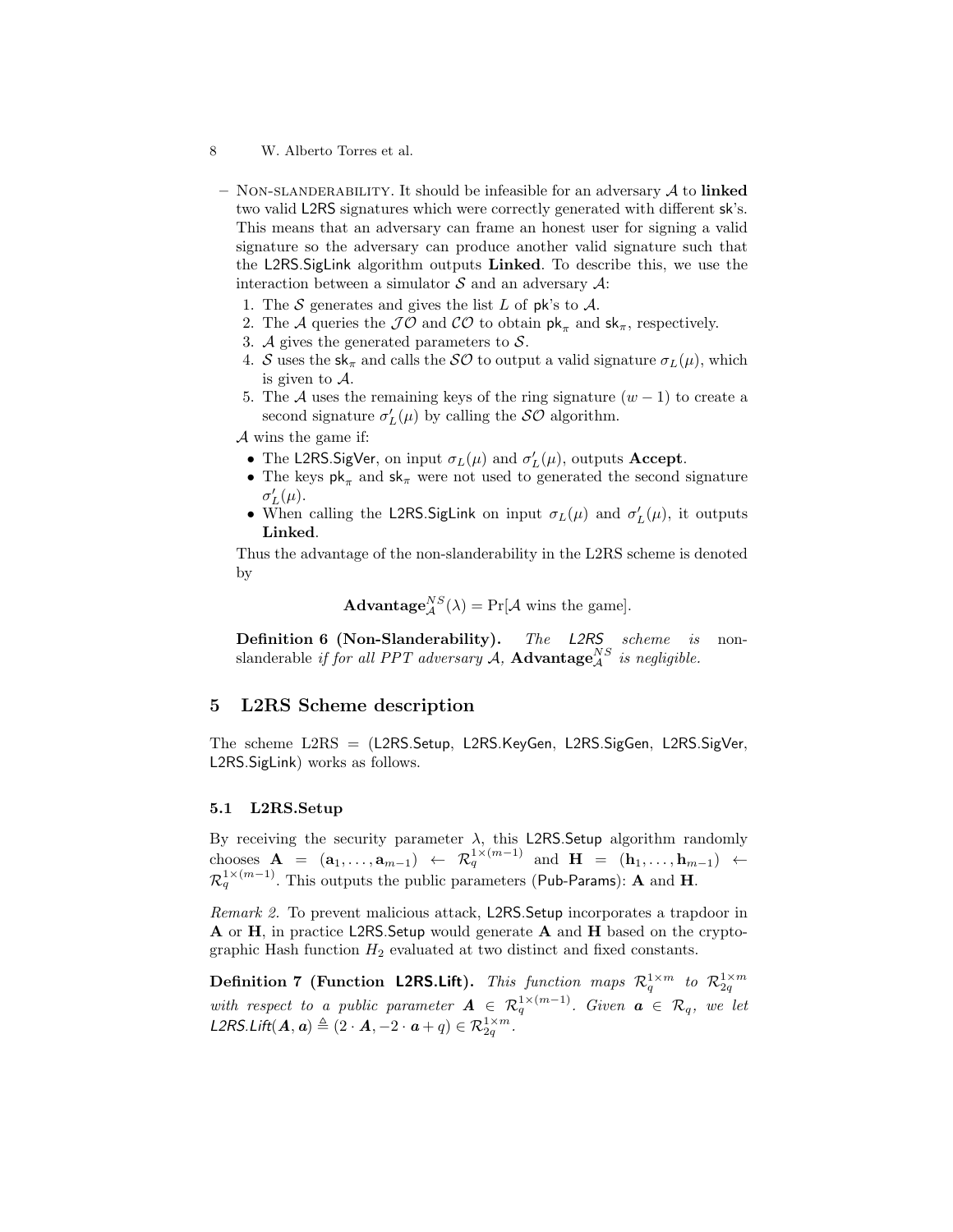- NON-SLANDERABILITY. It should be infeasible for an adversary $\mathcal{A}$ to **linked** two valid L2RS signatures which were correctly generated with different sk's. This means that an adversary can frame an honest user for signing a valid signature so the adversary can produce another valid signature such that the L2RS.SigLink algorithm outputs **Linked**. To describe this, we use the interaction between a simulator $\mathcal{S}$ and an adversary $\mathcal{A}$:
  1. The $\mathcal{S}$ generates and gives the list $L$ of pk's to $\mathcal{A}$.
  2. The $\mathcal{A}$ queries the $\mathcal{JO}$ and $\mathcal{CO}$ to obtain $\mathsf{pk}_\pi$ and $\mathsf{sk}_\pi$, respectively.
  3. $\mathcal{A}$ gives the generated parameters to $\mathcal{S}$.
  4. $\mathcal{S}$ uses the $\mathsf{sk}_\pi$ and calls the $\mathcal{SO}$ to output a valid signature $\sigma_L(\mu)$, which is given to $\mathcal{A}$.
  5. The $\mathcal{A}$ uses the remaining keys of the ring signature $(w-1)$ to create a second signature $\sigma'_L(\mu)$ by calling the $\mathcal{SO}$ algorithm.

  $\mathcal{A}$ wins the game if:
  - The L2RS.SigVer, on input $\sigma_L(\mu)$ and $\sigma'_L(\mu)$, outputs **Accept**.
  - The keys $\mathsf{pk}_\pi$ and $\mathsf{sk}_\pi$ were not used to generated the second signature $\sigma'_L(\mu)$.
  - When calling the L2RS.SigLink on input $\sigma_L(\mu)$ and $\sigma'_L(\mu)$, it outputs **Linked**.

  Thus the advantage of the non-slanderability in the L2RS scheme is denoted by

$$\textbf{Advantage}_{\mathcal{A}}^{NS}(\lambda) = \Pr[\mathcal{A} \text{ wins the game}].$$

**Definition 6 (Non-Slanderability).** *The L2RS scheme is* non-slanderable *if for all PPT adversary $\mathcal{A}$, $\textbf{Advantage}_{\mathcal{A}}^{NS}$ is negligible.*

## 5 L2RS Scheme description

The scheme L2RS = (L2RS.Setup, L2RS.KeyGen, L2RS.SigGen, L2RS.SigVer, L2RS.SigLink) works as follows.

### 5.1 L2RS.Setup

By receiving the security parameter $\lambda$, this L2RS.Setup algorithm randomly chooses $\mathbf{A} = (\mathbf{a}_1, \ldots, \mathbf{a}_{m-1}) \leftarrow \mathcal{R}_q^{1\times(m-1)}$ and $\mathbf{H} = (\mathbf{h}_1, \ldots, \mathbf{h}_{m-1}) \leftarrow \mathcal{R}_q^{1\times(m-1)}$. This outputs the public parameters (Pub-Params): $\mathbf{A}$ and $\mathbf{H}$.

*Remark 2.* To prevent malicious attack, L2RS.Setup incorporates a trapdoor in $\mathbf{A}$ or $\mathbf{H}$, in practice L2RS.Setup would generate $\mathbf{A}$ and $\mathbf{H}$ based on the cryptographic Hash function $H_2$ evaluated at two distinct and fixed constants.

**Definition 7 (Function L2RS.Lift).** *This function maps $\mathcal{R}_q^{1\times m}$ to $\mathcal{R}_{2q}^{1\times m}$ with respect to a public parameter $\boldsymbol{A} \in \mathcal{R}_q^{1\times(m-1)}$. Given $\boldsymbol{a} \in \mathcal{R}_q$, we let $\mathit{L2RS.Lift}(\boldsymbol{A}, \boldsymbol{a}) \triangleq (2\cdot \boldsymbol{A}, -2\cdot \boldsymbol{a} + q) \in \mathcal{R}_{2q}^{1\times m}$.*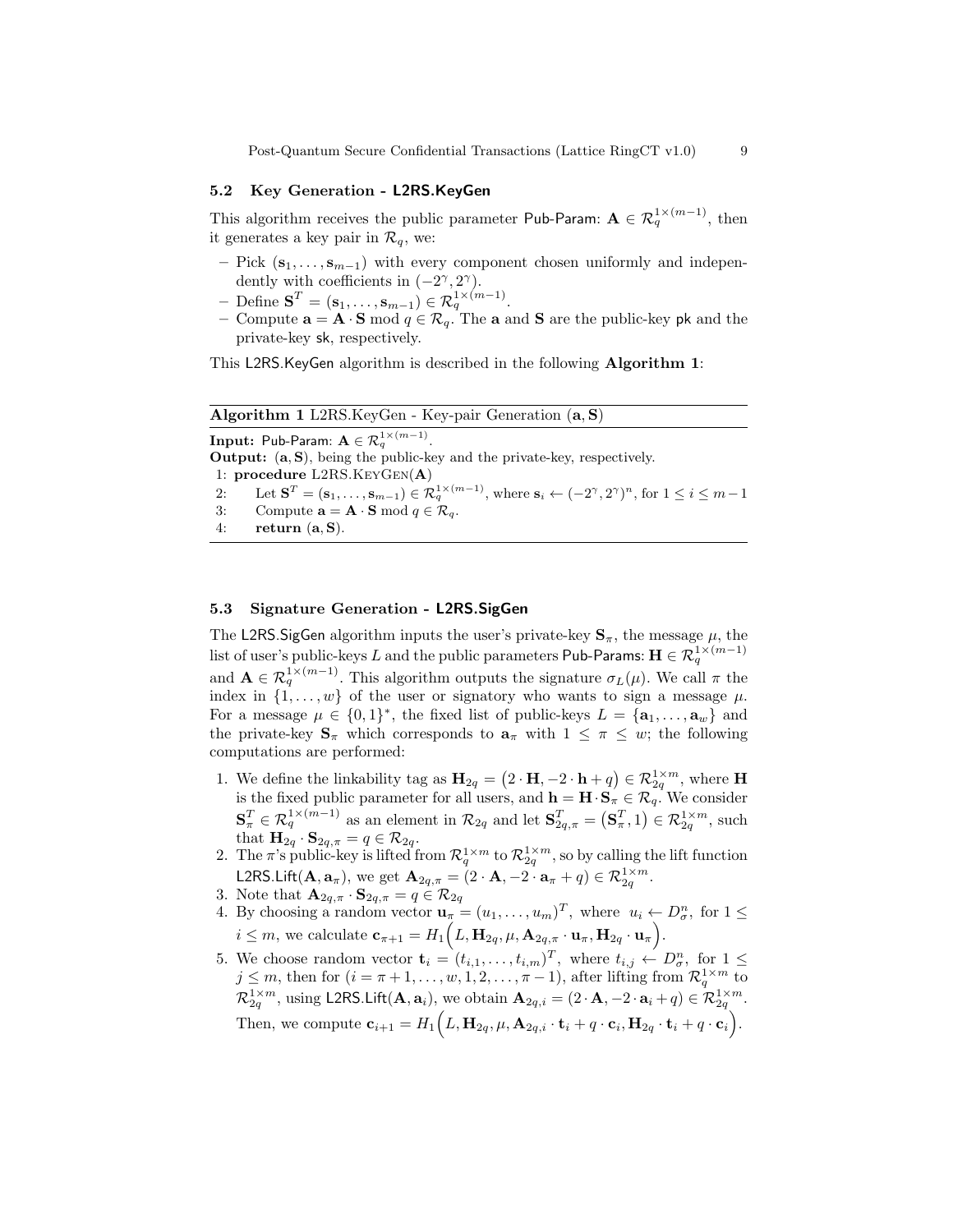### 5.2 Key Generation - L2RS.KeyGen

This algorithm receives the public parameter Pub-Param: $\mathbf{A} \in \mathcal{R}_q^{1\times(m-1)}$, then it generates a key pair in $\mathcal{R}_q$, we:

- Pick $(\mathbf{s}_1, \ldots, \mathbf{s}_{m-1})$ with every component chosen uniformly and independently with coefficients in $(-2^\gamma, 2^\gamma)$.
- Define $\mathbf{S}^T = (\mathbf{s}_1, \ldots, \mathbf{s}_{m-1}) \in \mathcal{R}_q^{1\times(m-1)}$.
- Compute $\mathbf{a} = \mathbf{A} \cdot \mathbf{S} \bmod q \in \mathcal{R}_q$. The $\mathbf{a}$ and $\mathbf{S}$ are the public-key pk and the private-key sk, respectively.

This L2RS.KeyGen algorithm is described in the following **Algorithm 1**:

**Algorithm 1** L2RS.KeyGen - Key-pair Generation $(\mathbf{a}, \mathbf{S})$

**Input:** Pub-Param: $\mathbf{A} \in \mathcal{R}_q^{1\times(m-1)}$.
**Output:** $(\mathbf{a}, \mathbf{S})$, being the public-key and the private-key, respectively.

```
1: procedure L2RS.KeyGen(A)
2:     Let S^T = (s_1, ..., s_{m-1}) ∈ R_q^{1×(m-1)}, where s_i ← (−2^γ, 2^γ)^n, for 1 ≤ i ≤ m−1
3:     Compute a = A · S mod q ∈ R_q.
4:     return (a, S).
```

### 5.3 Signature Generation - L2RS.SigGen

The L2RS.SigGen algorithm inputs the user's private-key $\mathbf{S}_\pi$, the message $\mu$, the list of user's public-keys $L$ and the public parameters Pub-Params: $\mathbf{H} \in \mathcal{R}_q^{1\times(m-1)}$ and $\mathbf{A} \in \mathcal{R}_q^{1\times(m-1)}$. This algorithm outputs the signature $\sigma_L(\mu)$. We call $\pi$ the index in $\{1, \ldots, w\}$ of the user or signatory who wants to sign a message $\mu$. For a message $\mu \in \{0,1\}^*$, the fixed list of public-keys $L = \{\mathbf{a}_1, \ldots, \mathbf{a}_w\}$ and the private-key $\mathbf{S}_\pi$ which corresponds to $\mathbf{a}_\pi$ with $1 \le \pi \le w$; the following computations are performed:

1. We define the linkability tag as $\mathbf{H}_{2q} = \big(2\cdot\mathbf{H}, -2\cdot\mathbf{h} + q\big) \in \mathcal{R}_{2q}^{1\times m}$, where $\mathbf{H}$ is the fixed public parameter for all users, and $\mathbf{h} = \mathbf{H}\cdot\mathbf{S}_\pi \in \mathcal{R}_q$. We consider $\mathbf{S}_\pi^T \in \mathcal{R}_q^{1\times(m-1)}$ as an element in $\mathcal{R}_{2q}$ and let $\mathbf{S}_{2q,\pi}^T = \big(\mathbf{S}_\pi^T, 1\big) \in \mathcal{R}_{2q}^{1\times m}$, such that $\mathbf{H}_{2q}\cdot\mathbf{S}_{2q,\pi} = q \in \mathcal{R}_{2q}$.
2. The $\pi$'s public-key is lifted from $\mathcal{R}_q^{1\times m}$ to $\mathcal{R}_{2q}^{1\times m}$, so by calling the lift function L2RS.Lift$(\mathbf{A}, \mathbf{a}_\pi)$, we get $\mathbf{A}_{2q,\pi} = (2\cdot\mathbf{A}, -2\cdot\mathbf{a}_\pi + q) \in \mathcal{R}_{2q}^{1\times m}$.
3. Note that $\mathbf{A}_{2q,\pi}\cdot\mathbf{S}_{2q,\pi} = q \in \mathcal{R}_{2q}$
4. By choosing a random vector $\mathbf{u}_\pi = (u_1, \ldots, u_m)^T$, where $u_i \leftarrow D_\sigma^n$, for $1 \le i \le m$, we calculate $\mathbf{c}_{\pi+1} = H_1\Big(L, \mathbf{H}_{2q}, \mu, \mathbf{A}_{2q,\pi}\cdot\mathbf{u}_\pi, \mathbf{H}_{2q}\cdot\mathbf{u}_\pi\Big)$.
5. We choose random vector $\mathbf{t}_i = (t_{i,1}, \ldots, t_{i,m})^T$, where $t_{i,j} \leftarrow D_\sigma^n$, for $1 \le j \le m$, then for $(i = \pi+1, \ldots, w, 1, 2, \ldots, \pi-1)$, after lifting from $\mathcal{R}_q^{1\times m}$ to $\mathcal{R}_{2q}^{1\times m}$, using L2RS.Lift$(\mathbf{A}, \mathbf{a}_i)$, we obtain $\mathbf{A}_{2q,i} = (2\cdot\mathbf{A}, -2\cdot\mathbf{a}_i + q) \in \mathcal{R}_{2q}^{1\times m}$. Then, we compute $\mathbf{c}_{i+1} = H_1\Big(L, \mathbf{H}_{2q}, \mu, \mathbf{A}_{2q,i}\cdot\mathbf{t}_i + q\cdot\mathbf{c}_i, \mathbf{H}_{2q}\cdot\mathbf{t}_i + q\cdot\mathbf{c}_i\Big)$.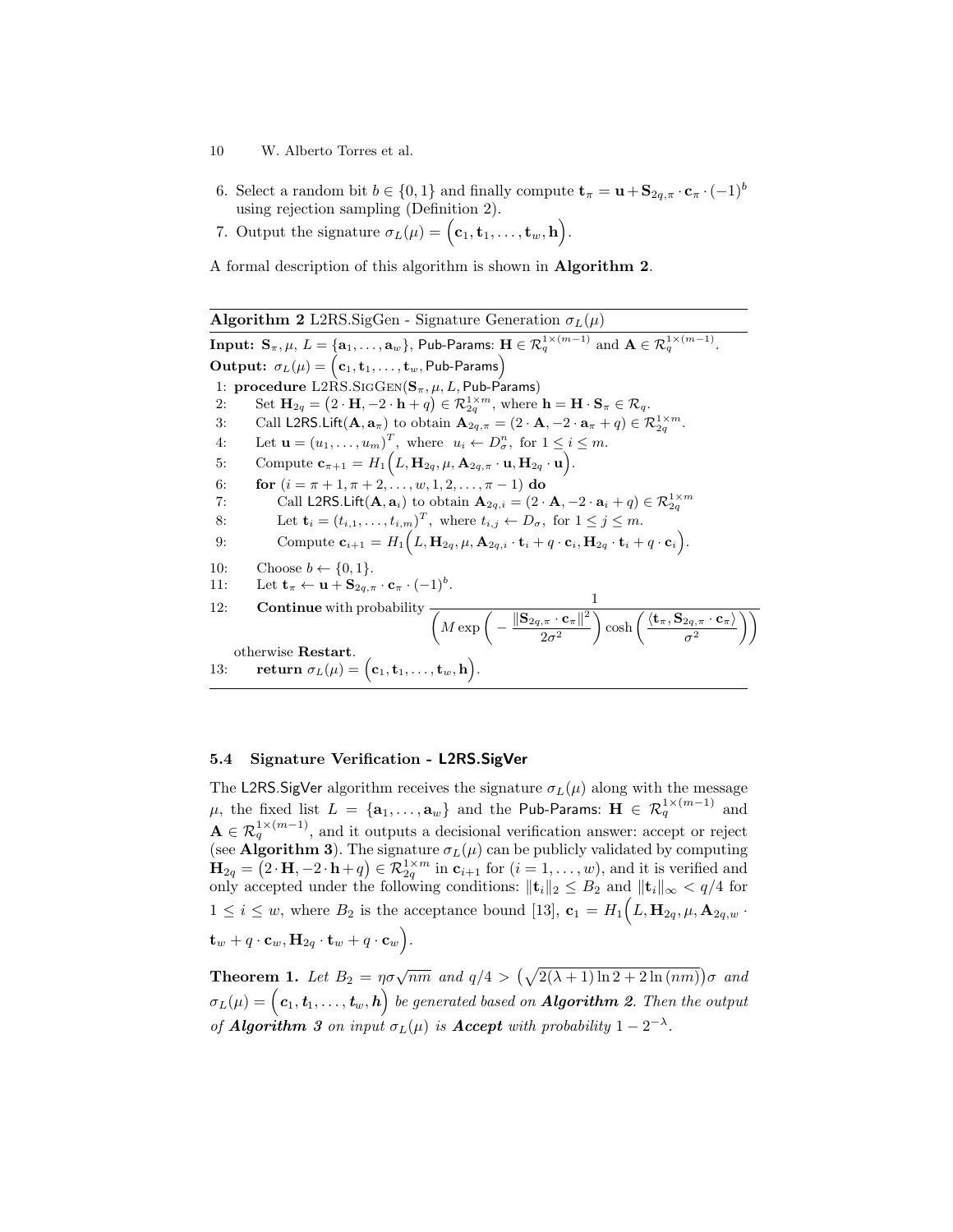6. Select a random bit $b \in \{0, 1\}$ and finally compute $\mathbf{t}_\pi = \mathbf{u} + \mathbf{S}_{2q,\pi} \cdot \mathbf{c}_\pi \cdot (-1)^b$ using rejection sampling (Definition 2).
7. Output the signature $\sigma_L(\mu) = \Big(\mathbf{c}_1, \mathbf{t}_1, \ldots, \mathbf{t}_w, \mathbf{h}\Big)$.

A formal description of this algorithm is shown in **Algorithm 2**.

---

**Algorithm 2** L2RS.SigGen - Signature Generation $\sigma_L(\mu)$

---

**Input:** $\mathbf{S}_\pi, \mu$, $L = \{\mathbf{a}_1, \ldots, \mathbf{a}_w\}$, Pub-Params: $\mathbf{H} \in \mathcal{R}_q^{1\times(m-1)}$ and $\mathbf{A} \in \mathcal{R}_q^{1\times(m-1)}$.

**Output:** $\sigma_L(\mu) = \Big(\mathbf{c}_1, \mathbf{t}_1, \ldots, \mathbf{t}_w, \text{Pub-Params}\Big)$

1: **procedure** L2RS.SigGen($\mathbf{S}_\pi, \mu, L$, Pub-Params)

2: Set $\mathbf{H}_{2q} = \big(2 \cdot \mathbf{H}, -2 \cdot \mathbf{h} + q\big) \in \mathcal{R}_{2q}^{1\times m}$, where $\mathbf{h} = \mathbf{H} \cdot \mathbf{S}_\pi \in \mathcal{R}_q$.

3: Call L2RS.Lift($\mathbf{A}, \mathbf{a}_\pi$) to obtain $\mathbf{A}_{2q,\pi} = (2 \cdot \mathbf{A}, -2 \cdot \mathbf{a}_\pi + q) \in \mathcal{R}_{2q}^{1\times m}$.

4: Let $\mathbf{u} = (u_1, \ldots, u_m)^T$, where $u_i \leftarrow D_\sigma^n$, for $1 \le i \le m$.

5: Compute $\mathbf{c}_{\pi+1} = H_1\Big(L, \mathbf{H}_{2q}, \mu, \mathbf{A}_{2q,\pi} \cdot \mathbf{u}, \mathbf{H}_{2q} \cdot \mathbf{u}\Big)$.

6: **for** $(i = \pi + 1, \pi + 2, \ldots, w, 1, 2, \ldots, \pi - 1)$ **do**

7: Call L2RS.Lift($\mathbf{A}, \mathbf{a}_i$) to obtain $\mathbf{A}_{2q,i} = (2 \cdot \mathbf{A}, -2 \cdot \mathbf{a}_i + q) \in \mathcal{R}_{2q}^{1\times m}$

8: Let $\mathbf{t}_i = (t_{i,1}, \ldots, t_{i,m})^T$, where $t_{i,j} \leftarrow D_\sigma$, for $1 \le j \le m$.

9: Compute $\mathbf{c}_{i+1} = H_1\Big(L, \mathbf{H}_{2q}, \mu, \mathbf{A}_{2q,i} \cdot \mathbf{t}_i + q \cdot \mathbf{c}_i, \mathbf{H}_{2q} \cdot \mathbf{t}_i + q \cdot \mathbf{c}_i\Big)$.

10: Choose $b \leftarrow \{0, 1\}$.

11: Let $\mathbf{t}_\pi \leftarrow \mathbf{u} + \mathbf{S}_{2q,\pi} \cdot \mathbf{c}_\pi \cdot (-1)^b$.

12: **Continue** with probability $\dfrac{1}{\Bigg(M \exp\Bigg(-\dfrac{\|\mathbf{S}_{2q,\pi} \cdot \mathbf{c}_\pi\|^2}{2\sigma^2}\Bigg) \cosh\Bigg(\dfrac{\langle \mathbf{t}_\pi, \mathbf{S}_{2q,\pi} \cdot \mathbf{c}_\pi\rangle}{\sigma^2}\Bigg)\Bigg)}$

otherwise **Restart**.

13: **return** $\sigma_L(\mu) = \Big(\mathbf{c}_1, \mathbf{t}_1, \ldots, \mathbf{t}_w, \mathbf{h}\Big)$.

---

### 5.4 Signature Verification - L2RS.SigVer

The L2RS.SigVer algorithm receives the signature $\sigma_L(\mu)$ along with the message $\mu$, the fixed list $L = \{\mathbf{a}_1, \ldots, \mathbf{a}_w\}$ and the Pub-Params: $\mathbf{H} \in \mathcal{R}_q^{1\times(m-1)}$ and $\mathbf{A} \in \mathcal{R}_q^{1\times(m-1)}$, and it outputs a decisional verification answer: accept or reject (see **Algorithm 3**). The signature $\sigma_L(\mu)$ can be publicly validated by computing $\mathbf{H}_{2q} = \big(2 \cdot \mathbf{H}, -2 \cdot \mathbf{h} + q\big) \in \mathcal{R}_{2q}^{1\times m}$ in $\mathbf{c}_{i+1}$ for $(i = 1, \ldots, w)$, and it is verified and only accepted under the following conditions: $\|\mathbf{t}_i\|_2 \le B_2$ and $\|\mathbf{t}_i\|_\infty < q/4$ for $1 \le i \le w$, where $B_2$ is the acceptance bound [13], $\mathbf{c}_1 = H_1\Big(L, \mathbf{H}_{2q}, \mu, \mathbf{A}_{2q,w} \cdot \mathbf{t}_w + q \cdot \mathbf{c}_w, \mathbf{H}_{2q} \cdot \mathbf{t}_w + q \cdot \mathbf{c}_w\Big)$.

**Theorem 1.** *Let $B_2 = \eta\sigma\sqrt{nm}$ and $q/4 > \big(\sqrt{2(\lambda+1)\ln 2 + 2\ln(nm)}\big)\sigma$ and $\sigma_L(\mu) = \Big(\mathbf{c}_1, \mathbf{t}_1, \ldots, \mathbf{t}_w, \mathbf{h}\Big)$ be generated based on **Algorithm 2**. Then the output of **Algorithm 3** on input $\sigma_L(\mu)$ is **Accept** with probability $1 - 2^{-\lambda}$.*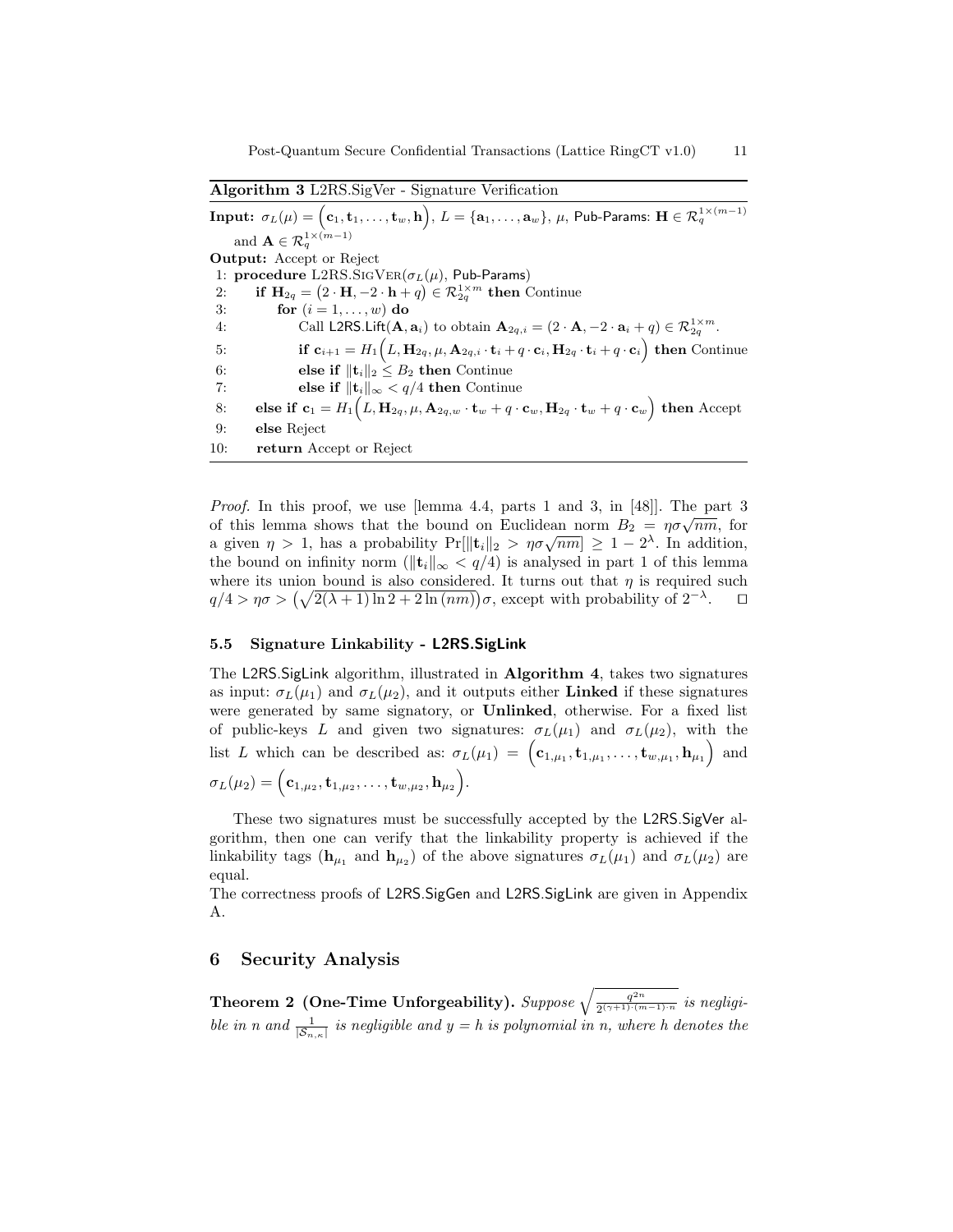**Algorithm 3** L2RS.SigVer - Signature Verification

**Input:** $\sigma_L(\mu) = \Big(\mathbf{c}_1, \mathbf{t}_1, \ldots, \mathbf{t}_w, \mathbf{h}\Big)$, $L = \{\mathbf{a}_1, \ldots, \mathbf{a}_w\}$, $\mu$, Pub-Params: $\mathbf{H} \in \mathcal{R}_q^{1\times(m-1)}$ and $\mathbf{A} \in \mathcal{R}_q^{1\times(m-1)}$

**Output:** Accept or Reject

1: **procedure** L2RS.SigVer($\sigma_L(\mu)$, Pub-Params)

2: &nbsp;&nbsp;&nbsp;&nbsp;**if** $\mathbf{H}_{2q} = \big(2\cdot\mathbf{H}, -2\cdot\mathbf{h}+q\big) \in \mathcal{R}_{2q}^{1\times m}$ **then** Continue

3: &nbsp;&nbsp;&nbsp;&nbsp;&nbsp;&nbsp;&nbsp;&nbsp;**for** $(i = 1, \ldots, w)$ **do**

4: &nbsp;&nbsp;&nbsp;&nbsp;&nbsp;&nbsp;&nbsp;&nbsp;&nbsp;&nbsp;&nbsp;&nbsp;Call L2RS.Lift$(\mathbf{A}, \mathbf{a}_i)$ to obtain $\mathbf{A}_{2q,i} = (2\cdot\mathbf{A}, -2\cdot\mathbf{a}_i + q) \in \mathcal{R}_{2q}^{1\times m}$.

5: &nbsp;&nbsp;&nbsp;&nbsp;&nbsp;&nbsp;&nbsp;&nbsp;&nbsp;&nbsp;&nbsp;&nbsp;**if** $\mathbf{c}_{i+1} = H_1\Big(L, \mathbf{H}_{2q}, \mu, \mathbf{A}_{2q,i}\cdot\mathbf{t}_i + q\cdot\mathbf{c}_i, \mathbf{H}_{2q}\cdot\mathbf{t}_i + q\cdot\mathbf{c}_i\Big)$ **then** Continue

6: &nbsp;&nbsp;&nbsp;&nbsp;&nbsp;&nbsp;&nbsp;&nbsp;&nbsp;&nbsp;&nbsp;&nbsp;**else if** $\|\mathbf{t}_i\|_2 \leq B_2$ **then** Continue

7: &nbsp;&nbsp;&nbsp;&nbsp;&nbsp;&nbsp;&nbsp;&nbsp;&nbsp;&nbsp;&nbsp;&nbsp;**else if** $\|\mathbf{t}_i\|_\infty < q/4$ **then** Continue

8: &nbsp;&nbsp;&nbsp;&nbsp;**else if** $\mathbf{c}_1 = H_1\Big(L, \mathbf{H}_{2q}, \mu, \mathbf{A}_{2q,w}\cdot\mathbf{t}_w + q\cdot\mathbf{c}_w, \mathbf{H}_{2q}\cdot\mathbf{t}_w + q\cdot\mathbf{c}_w\Big)$ **then** Accept

9: &nbsp;&nbsp;&nbsp;&nbsp;**else** Reject

10: &nbsp;&nbsp;&nbsp;&nbsp;**return** Accept or Reject

*Proof.* In this proof, we use [lemma 4.4, parts 1 and 3, in [48]]. The part 3 of this lemma shows that the bound on Euclidean norm $B_2 = \eta\sigma\sqrt{nm}$, for a given $\eta > 1$, has a probability $\Pr[\|\mathbf{t}_i\|_2 > \eta\sigma\sqrt{nm}] \geq 1 - 2^{\lambda}$. In addition, the bound on infinity norm ($\|\mathbf{t}_i\|_\infty < q/4$) is analysed in part 1 of this lemma where its union bound is also considered. It turns out that $\eta$ is required such $q/4 > \eta\sigma > \big(\sqrt{2(\lambda+1)\ln 2 + 2\ln(nm)}\big)\sigma$, except with probability of $2^{-\lambda}$. ◻

### 5.5 Signature Linkability - L2RS.SigLink

The L2RS.SigLink algorithm, illustrated in **Algorithm 4**, takes two signatures as input: $\sigma_L(\mu_1)$ and $\sigma_L(\mu_2)$, and it outputs either **Linked** if these signatures were generated by same signatory, or **Unlinked**, otherwise. For a fixed list of public-keys $L$ and given two signatures: $\sigma_L(\mu_1)$ and $\sigma_L(\mu_2)$, with the list $L$ which can be described as: $\sigma_L(\mu_1) = \Big(\mathbf{c}_{1,\mu_1}, \mathbf{t}_{1,\mu_1}, \ldots, \mathbf{t}_{w,\mu_1}, \mathbf{h}_{\mu_1}\Big)$ and $\sigma_L(\mu_2) = \Big(\mathbf{c}_{1,\mu_2}, \mathbf{t}_{1,\mu_2}, \ldots, \mathbf{t}_{w,\mu_2}, \mathbf{h}_{\mu_2}\Big)$.

These two signatures must be successfully accepted by the L2RS.SigVer algorithm, then one can verify that the linkability property is achieved if the linkability tags ($\mathbf{h}_{\mu_1}$ and $\mathbf{h}_{\mu_2}$) of the above signatures $\sigma_L(\mu_1)$ and $\sigma_L(\mu_2)$ are equal.

The correctness proofs of L2RS.SigGen and L2RS.SigLink are given in Appendix A.

## 6 Security Analysis

**Theorem 2 (One-Time Unforgeability).** *Suppose* $\sqrt{\frac{q^{2n}}{2^{(\gamma+1)\cdot(m-1)\cdot n}}}$ *is negligible in* $n$ *and* $\frac{1}{|\mathcal{S}_{n,\kappa}|}$ *is negligible and* $y = h$ *is polynomial in* $n$*, where* $h$ *denotes the*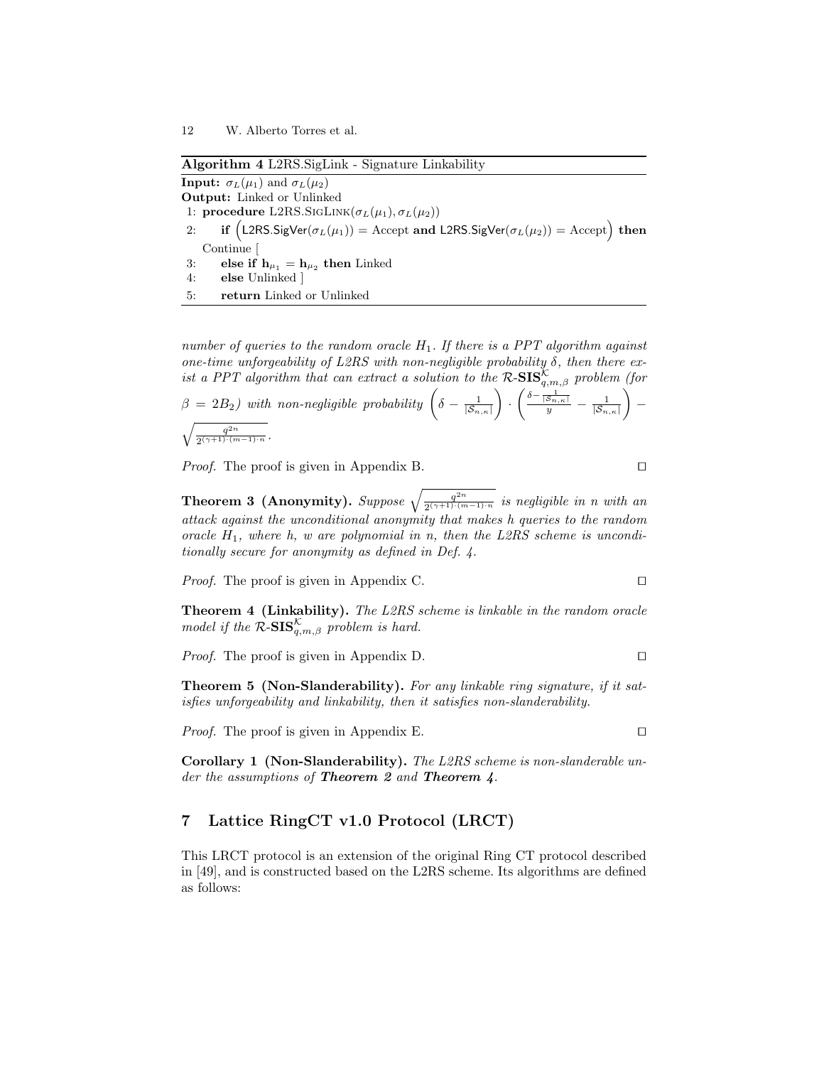**Algorithm 4** L2RS.SigLink - Signature Linkability

**Input:** $\sigma_L(\mu_1)$ and $\sigma_L(\mu_2)$

**Output:** Linked or Unlinked

```
1: procedure L2RS.SigLink(σ_L(μ_1), σ_L(μ_2))
2:     if (L2RS.SigVer(σ_L(μ_1)) = Accept and L2RS.SigVer(σ_L(μ_2)) = Accept) then
       Continue [
3:     else if h_{μ_1} = h_{μ_2} then Linked
4:     else Unlinked ]
5:     return Linked or Unlinked
```

*number of queries to the random oracle $H_1$. If there is a PPT algorithm against one-time unforgeability of L2RS with non-negligible probability $\delta$, then there exist a PPT algorithm that can extract a solution to the $\mathcal{R}$-$\mathbf{SIS}^{\mathcal{K}}_{q,m,\beta}$ problem (for $\beta = 2B_2$) with non-negligible probability $\left(\delta - \frac{1}{|\mathcal{S}_{n,\kappa}|}\right) \cdot \left(\frac{\delta - \frac{1}{|\mathcal{S}_{n,\kappa}|}}{y} - \frac{1}{|\mathcal{S}_{n,\kappa}|}\right) - \sqrt{\frac{q^{2n}}{2^{(\gamma+1)\cdot(m-1)\cdot n}}}$.*

*Proof.* The proof is given in Appendix B. □

**Theorem 3 (Anonymity).** *Suppose $\sqrt{\frac{q^{2n}}{2^{(\gamma+1)\cdot(m-1)\cdot n}}}$ is negligible in $n$ with an attack against the unconditional anonymity that makes $h$ queries to the random oracle $H_1$, where $h$, $w$ are polynomial in $n$, then the L2RS scheme is unconditionally secure for anonymity as defined in Def. 4.*

*Proof.* The proof is given in Appendix C. □

**Theorem 4 (Linkability).** *The L2RS scheme is linkable in the random oracle model if the $\mathcal{R}$-$\mathbf{SIS}^{\mathcal{K}}_{q,m,\beta}$ problem is hard.*

*Proof.* The proof is given in Appendix D. □

**Theorem 5 (Non-Slanderability).** *For any linkable ring signature, if it satisfies unforgeability and linkability, then it satisfies non-slanderability.*

*Proof.* The proof is given in Appendix E. □

**Corollary 1 (Non-Slanderability).** *The L2RS scheme is non-slanderable under the assumptions of **Theorem 2** and **Theorem 4**.*

## 7 Lattice RingCT v1.0 Protocol (LRCT)

This LRCT protocol is an extension of the original Ring CT protocol described in [49], and is constructed based on the L2RS scheme. Its algorithms are defined as follows: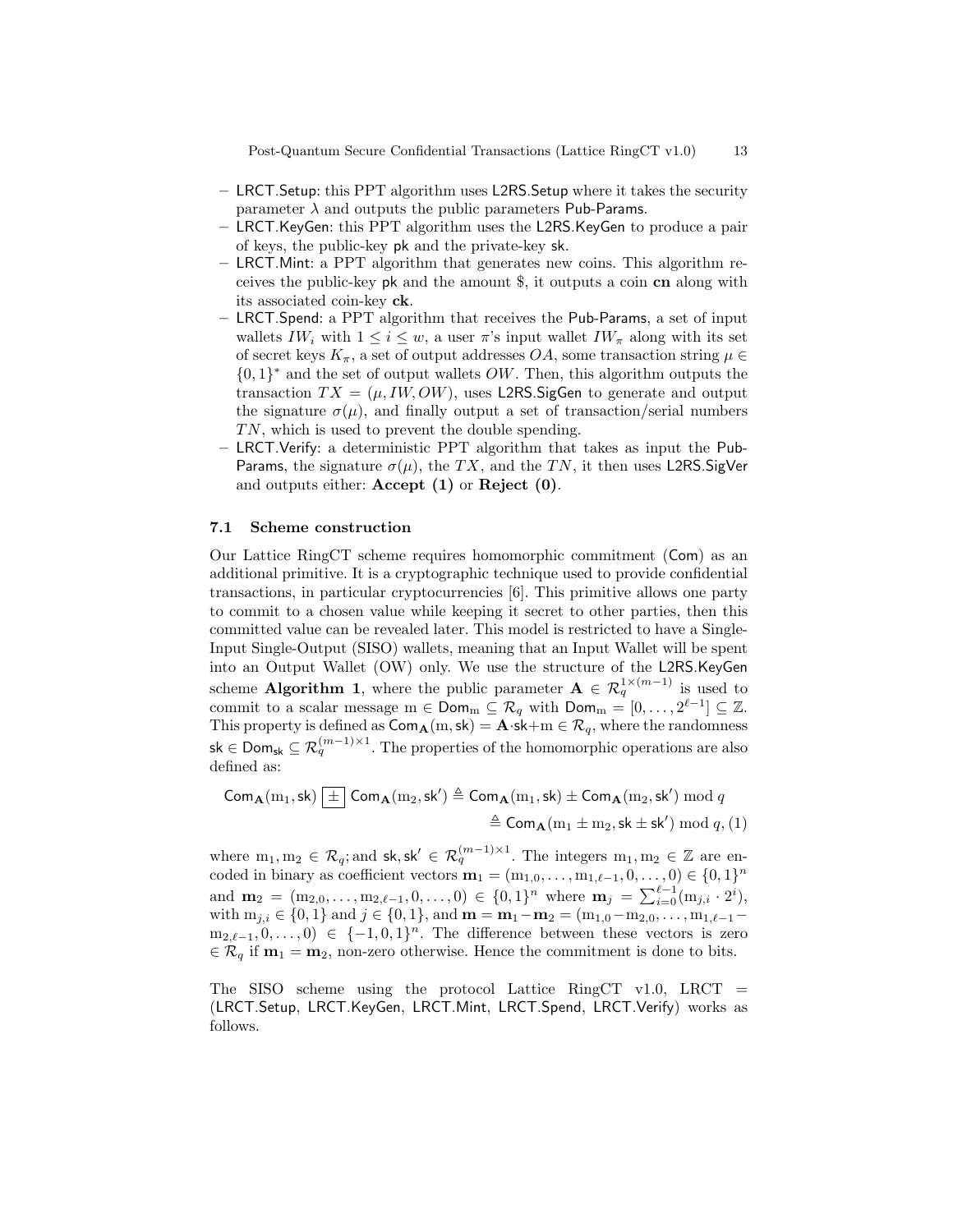- LRCT.Setup: this PPT algorithm uses L2RS.Setup where it takes the security parameter $\lambda$ and outputs the public parameters Pub-Params.
- LRCT.KeyGen: this PPT algorithm uses the L2RS.KeyGen to produce a pair of keys, the public-key pk and the private-key sk.
- LRCT.Mint: a PPT algorithm that generates new coins. This algorithm receives the public-key pk and the amount \$, it outputs a coin **cn** along with its associated coin-key **ck**.
- LRCT.Spend: a PPT algorithm that receives the Pub-Params, a set of input wallets $IW_i$ with $1 \leq i \leq w$, a user $\pi$'s input wallet $IW_\pi$ along with its set of secret keys $K_\pi$, a set of output addresses $OA$, some transaction string $\mu \in \{0,1\}^*$ and the set of output wallets $OW$. Then, this algorithm outputs the transaction $TX = (\mu, IW, OW)$, uses L2RS.SigGen to generate and output the signature $\sigma(\mu)$, and finally output a set of transaction/serial numbers $TN$, which is used to prevent the double spending.
- LRCT.Verify: a deterministic PPT algorithm that takes as input the Pub-Params, the signature $\sigma(\mu)$, the $TX$, and the $TN$, it then uses L2RS.SigVer and outputs either: **Accept (1)** or **Reject (0)**.

### 7.1 Scheme construction

Our Lattice RingCT scheme requires homomorphic commitment (Com) as an additional primitive. It is a cryptographic technique used to provide confidential transactions, in particular cryptocurrencies [6]. This primitive allows one party to commit to a chosen value while keeping it secret to other parties, then this committed value can be revealed later. This model is restricted to have a Single-Input Single-Output (SISO) wallets, meaning that an Input Wallet will be spent into an Output Wallet (OW) only. We use the structure of the L2RS.KeyGen scheme **Algorithm 1**, where the public parameter $\mathbf{A} \in \mathcal{R}_q^{1\times(m-1)}$ is used to commit to a scalar message $\mathrm{m} \in \mathsf{Dom}_{\mathrm{m}} \subseteq \mathcal{R}_q$ with $\mathsf{Dom}_{\mathrm{m}} = [0, \ldots, 2^{\ell-1}] \subseteq \mathbb{Z}$. This property is defined as $\mathsf{Com}_{\mathbf{A}}(\mathrm{m}, \mathsf{sk}) = \mathbf{A}\cdot\mathsf{sk} + \mathrm{m} \in \mathcal{R}_q$, where the randomness $\mathsf{sk} \in \mathsf{Dom}_{\mathsf{sk}} \subseteq \mathcal{R}_q^{(m-1)\times 1}$. The properties of the homomorphic operations are also defined as:

$$\mathsf{Com}_{\mathbf{A}}(\mathrm{m}_1, \mathsf{sk}) \boxed{\pm} \mathsf{Com}_{\mathbf{A}}(\mathrm{m}_2, \mathsf{sk}') \triangleq \mathsf{Com}_{\mathbf{A}}(\mathrm{m}_1, \mathsf{sk}) \pm \mathsf{Com}_{\mathbf{A}}(\mathrm{m}_2, \mathsf{sk}') \bmod q$$
$$\triangleq \mathsf{Com}_{\mathbf{A}}(\mathrm{m}_1 \pm \mathrm{m}_2, \mathsf{sk} \pm \mathsf{sk}') \bmod q, \quad (1)$$

where $\mathrm{m}_1, \mathrm{m}_2 \in \mathcal{R}_q$; and $\mathsf{sk}, \mathsf{sk}' \in \mathcal{R}_q^{(m-1)\times 1}$. The integers $\mathrm{m}_1, \mathrm{m}_2 \in \mathbb{Z}$ are encoded in binary as coefficient vectors $\mathbf{m}_1 = (\mathrm{m}_{1,0}, \ldots, \mathrm{m}_{1,\ell-1}, 0, \ldots, 0) \in \{0,1\}^n$ and $\mathbf{m}_2 = (\mathrm{m}_{2,0}, \ldots, \mathrm{m}_{2,\ell-1}, 0, \ldots, 0) \in \{0,1\}^n$ where $\mathbf{m}_j = \sum_{i=0}^{\ell-1}(\mathrm{m}_{j,i} \cdot 2^i)$, with $\mathrm{m}_{j,i} \in \{0,1\}$ and $j \in \{0,1\}$, and $\mathbf{m} = \mathbf{m}_1 - \mathbf{m}_2 = (\mathrm{m}_{1,0} - \mathrm{m}_{2,0}, \ldots, \mathrm{m}_{1,\ell-1} - \mathrm{m}_{2,\ell-1}, 0, \ldots, 0) \in \{-1,0,1\}^n$. The difference between these vectors is zero $\in \mathcal{R}_q$ if $\mathbf{m}_1 = \mathbf{m}_2$, non-zero otherwise. Hence the commitment is done to bits.

The SISO scheme using the protocol Lattice RingCT v1.0, LRCT = (LRCT.Setup, LRCT.KeyGen, LRCT.Mint, LRCT.Spend, LRCT.Verify) works as follows.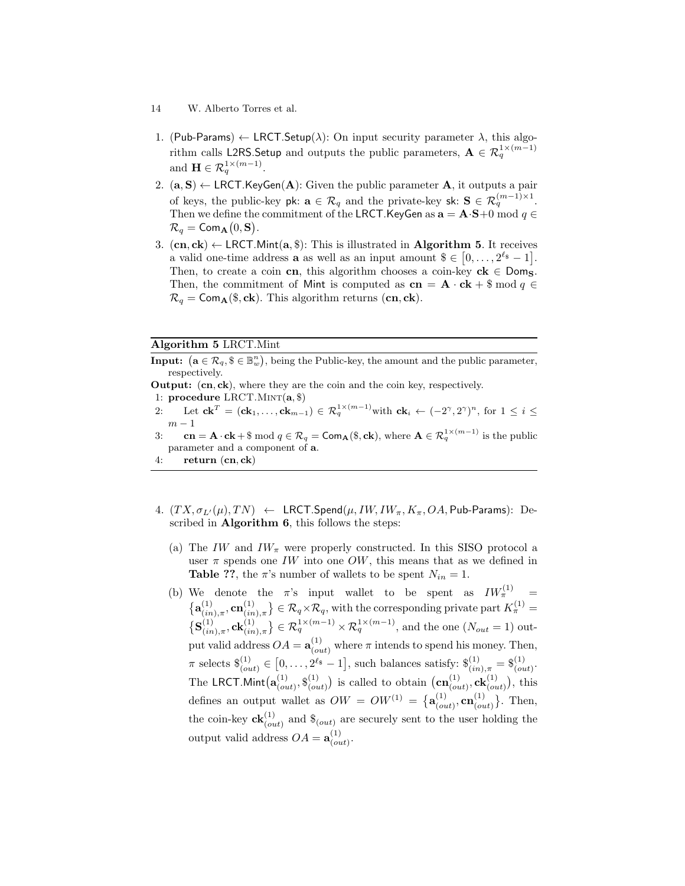1. (Pub-Params) $\leftarrow$ LRCT.Setup($\lambda$): On input security parameter $\lambda$, this algorithm calls L2RS.Setup and outputs the public parameters, $\mathbf{A} \in \mathcal{R}_q^{1\times(m-1)}$ and $\mathbf{H} \in \mathcal{R}_q^{1\times(m-1)}$.
2. $(\mathbf{a}, \mathbf{S}) \leftarrow$ LRCT.KeyGen($\mathbf{A}$): Given the public parameter $\mathbf{A}$, it outputs a pair of keys, the public-key pk: $\mathbf{a} \in \mathcal{R}_q$ and the private-key sk: $\mathbf{S} \in \mathcal{R}_q^{(m-1)\times 1}$. Then we define the commitment of the LRCT.KeyGen as $\mathbf{a} = \mathbf{A}\cdot\mathbf{S} + 0 \bmod q \in \mathcal{R}_q = \mathsf{Com}_{\mathbf{A}}(0, \mathbf{S})$.
3. $(\mathbf{cn}, \mathbf{ck}) \leftarrow$ LRCT.Mint($\mathbf{a}, \$$): This is illustrated in **Algorithm 5**. It receives a valid one-time address $\mathbf{a}$ as well as an input amount $\$ \in [0, \ldots, 2^{\ell_\$} - 1]$. Then, to create a coin $\mathbf{cn}$, this algorithm chooses a coin-key $\mathbf{ck} \in \mathsf{Dom}_{\mathbf{S}}$. Then, the commitment of Mint is computed as $\mathbf{cn} = \mathbf{A}\cdot\mathbf{ck} + \$ \bmod q \in \mathcal{R}_q = \mathsf{Com}_{\mathbf{A}}(\$, \mathbf{ck})$. This algorithm returns $(\mathbf{cn}, \mathbf{ck})$.

**Algorithm 5** LRCT.Mint

**Input:** $(\mathbf{a} \in \mathcal{R}_q, \$ \in \mathbb{B}_w^n)$, being the Public-key, the amount and the public parameter, respectively.

**Output:** $(\mathbf{cn}, \mathbf{ck})$, where they are the coin and the coin key, respectively.

1: **procedure** LRCT.MINT($\mathbf{a}, \$$)

2: Let $\mathbf{ck}^T = (\mathbf{ck}_1, \ldots, \mathbf{ck}_{m-1}) \in \mathcal{R}_q^{1\times(m-1)}$ with $\mathbf{ck}_i \leftarrow (-2^\gamma, 2^\gamma)^n$, for $1 \le i \le m-1$

3: $\mathbf{cn} = \mathbf{A}\cdot\mathbf{ck} + \$ \bmod q \in \mathcal{R}_q = \mathsf{Com}_{\mathbf{A}}(\$, \mathbf{ck})$, where $\mathbf{A} \in \mathcal{R}_q^{1\times(m-1)}$ is the public parameter and a component of $\mathbf{a}$.

4: **return** $(\mathbf{cn}, \mathbf{ck})$

4. $(TX, \sigma_{L'}(\mu), TN) \leftarrow$ LRCT.Spend($\mu, IW, IW_\pi, K_\pi, OA$, Pub-Params): Described in **Algorithm 6**, this follows the steps:
   (a) The $IW$ and $IW_\pi$ were properly constructed. In this SISO protocol a user $\pi$ spends one $IW$ into one $OW$, this means that as we defined in **Table ??**, the $\pi$'s number of wallets to be spent $N_{in} = 1$.
   (b) We denote the $\pi$'s input wallet to be spent as $IW_\pi^{(1)} = \{\mathbf{a}_{(in),\pi}^{(1)}, \mathbf{cn}_{(in),\pi}^{(1)}\} \in \mathcal{R}_q \times \mathcal{R}_q$, with the corresponding private part $K_\pi^{(1)} = \{\mathbf{S}_{(in),\pi}^{(1)}, \mathbf{ck}_{(in),\pi}^{(1)}\} \in \mathcal{R}_q^{1\times(m-1)} \times \mathcal{R}_q^{1\times(m-1)}$, and the one ($N_{out} = 1$) output valid address $OA = \mathbf{a}_{(out)}^{(1)}$ where $\pi$ intends to spend his money. Then, $\pi$ selects $\$_{(out)}^{(1)} \in [0, \ldots, 2^{\ell_\$} - 1]$, such balances satisfy: $\$_{(in),\pi}^{(1)} = \$_{(out)}^{(1)}$. The LRCT.Mint$(\mathbf{a}_{(out)}^{(1)}, \$_{(out)}^{(1)})$ is called to obtain $(\mathbf{cn}_{(out)}^{(1)}, \mathbf{ck}_{(out)}^{(1)})$, this defines an output wallet as $OW = OW^{(1)} = \{\mathbf{a}_{(out)}^{(1)}, \mathbf{cn}_{(out)}^{(1)}\}$. Then, the coin-key $\mathbf{ck}_{(out)}^{(1)}$ and $\$_{(out)}$ are securely sent to the user holding the output valid address $OA = \mathbf{a}_{(out)}^{(1)}$.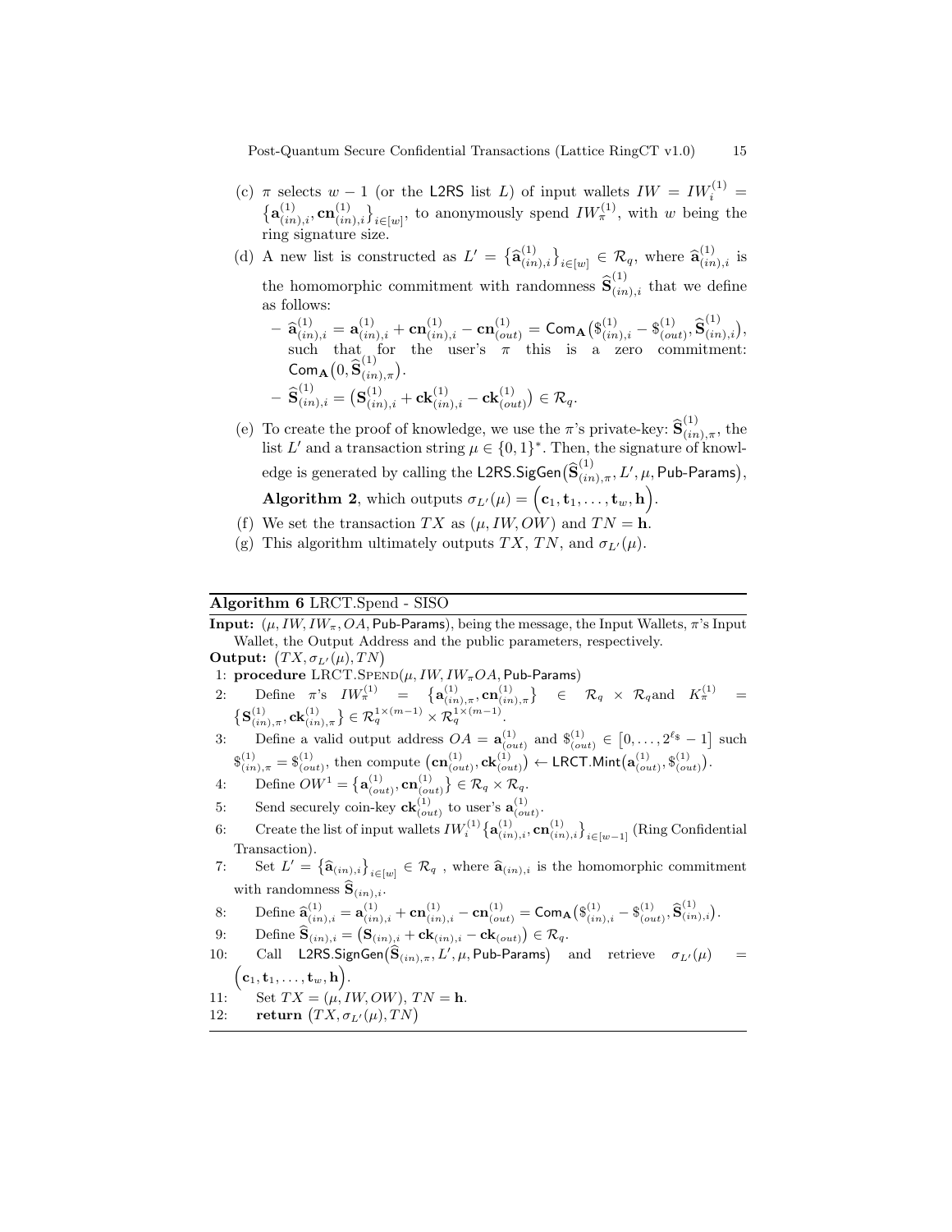(c) $\pi$ selects $w-1$ (or the L2RS list $L$) of input wallets $IW = IW_i^{(1)} = \{\mathbf{a}_{(in),i}^{(1)}, \mathbf{cn}_{(in),i}^{(1)}\}_{i\in[w]}$, to anonymously spend $IW_\pi^{(1)}$, with $w$ being the ring signature size.

(d) A new list is constructed as $L' = \{\widehat{\mathbf{a}}_{(in),i}^{(1)}\}_{i\in[w]} \in \mathcal{R}_q$, where $\widehat{\mathbf{a}}_{(in),i}^{(1)}$ is the homomorphic commitment with randomness $\widehat{\mathbf{S}}_{(in),i}^{(1)}$ that we define as follows:

- $\widehat{\mathbf{a}}_{(in),i}^{(1)} = \mathbf{a}_{(in),i}^{(1)} + \mathbf{cn}_{(in),i}^{(1)} - \mathbf{cn}_{(out)}^{(1)} = \mathsf{Com}_{\mathbf{A}}\big(\$_{(in),i}^{(1)} - \$_{(out)}^{(1)}, \widehat{\mathbf{S}}_{(in),i}^{(1)}\big)$, such that for the user's $\pi$ this is a zero commitment: $\mathsf{Com}_{\mathbf{A}}\big(0, \widehat{\mathbf{S}}_{(in),\pi}^{(1)}\big)$.
- $\widehat{\mathbf{S}}_{(in),i}^{(1)} = \big(\mathbf{S}_{(in),i}^{(1)} + \mathbf{ck}_{(in),i}^{(1)} - \mathbf{ck}_{(out)}^{(1)}\big) \in \mathcal{R}_q$.

(e) To create the proof of knowledge, we use the $\pi$'s private-key: $\widehat{\mathbf{S}}_{(in),\pi}^{(1)}$, the list $L'$ and a transaction string $\mu \in \{0,1\}^*$. Then, the signature of knowledge is generated by calling the $\mathsf{L2RS.SigGen}\big(\widehat{\mathbf{S}}_{(in),\pi}^{(1)}, L', \mu, \mathsf{Pub\text{-}Params}\big)$, **Algorithm 2**, which outputs $\sigma_{L'}(\mu) = \Big(\mathbf{c}_1, \mathbf{t}_1, \ldots, \mathbf{t}_w, \mathbf{h}\Big)$.

(f) We set the transaction $TX$ as $(\mu, IW, OW)$ and $TN = \mathbf{h}$.

(g) This algorithm ultimately outputs $TX$, $TN$, and $\sigma_{L'}(\mu)$.

---

**Algorithm 6** LRCT.Spend - SISO

---

**Input:** $(\mu, IW, IW_\pi, OA, \mathsf{Pub\text{-}Params})$, being the message, the Input Wallets, $\pi$'s Input Wallet, the Output Address and the public parameters, respectively.

**Output:** $\big(TX, \sigma_{L'}(\mu), TN\big)$

1: **procedure** LRCT.SPEND$(\mu, IW, IW_\pi OA, \mathsf{Pub\text{-}Params})$

2: Define $\pi$'s $IW_\pi^{(1)} = \{\mathbf{a}_{(in),\pi}^{(1)}, \mathbf{cn}_{(in),\pi}^{(1)}\} \in \mathcal{R}_q \times \mathcal{R}_q$ and $K_\pi^{(1)} = \{\mathbf{S}_{(in),\pi}^{(1)}, \mathbf{ck}_{(in),\pi}^{(1)}\} \in \mathcal{R}_q^{1\times(m-1)} \times \mathcal{R}_q^{1\times(m-1)}$.

3: Define a valid output address $OA = \mathbf{a}_{(out)}^{(1)}$ and $\$_{(out)}^{(1)} \in [0, \ldots, 2^{\ell_\$} - 1]$ such $\$_{(in),\pi}^{(1)} = \$_{(out)}^{(1)}$, then compute $\big(\mathbf{cn}_{(out)}^{(1)}, \mathbf{ck}_{(out)}^{(1)}\big) \leftarrow \mathsf{LRCT.Mint}\big(\mathbf{a}_{(out)}^{(1)}, \$_{(out)}^{(1)}\big)$.

4: Define $OW^1 = \{\mathbf{a}_{(out)}^{(1)}, \mathbf{cn}_{(out)}^{(1)}\} \in \mathcal{R}_q \times \mathcal{R}_q$.

5: Send securely coin-key $\mathbf{ck}_{(out)}^{(1)}$ to user's $\mathbf{a}_{(out)}^{(1)}$.

6: Create the list of input wallets $IW_i^{(1)}\{\mathbf{a}_{(in),i}^{(1)}, \mathbf{cn}_{(in),i}^{(1)}\}_{i\in[w-1]}$ (Ring Confidential Transaction).

7: Set $L' = \{\widehat{\mathbf{a}}_{(in),i}\}_{i\in[w]} \in \mathcal{R}_q$ , where $\widehat{\mathbf{a}}_{(in),i}$ is the homomorphic commitment with randomness $\widehat{\mathbf{S}}_{(in),i}$.

8: Define $\widehat{\mathbf{a}}_{(in),i}^{(1)} = \mathbf{a}_{(in),i}^{(1)} + \mathbf{cn}_{(in),i}^{(1)} - \mathbf{cn}_{(out)}^{(1)} = \mathsf{Com}_{\mathbf{A}}\big(\$_{(in),i}^{(1)} - \$_{(out)}^{(1)}, \widehat{\mathbf{S}}_{(in),i}^{(1)}\big)$.

9: Define $\widehat{\mathbf{S}}_{(in),i} = \big(\mathbf{S}_{(in),i} + \mathbf{ck}_{(in),i} - \mathbf{ck}_{(out)}\big) \in \mathcal{R}_q$.

10: Call $\mathsf{L2RS.SignGen}\big(\widehat{\mathbf{S}}_{(in),\pi}, L', \mu, \mathsf{Pub\text{-}Params}\big)$ and retrieve $\sigma_{L'}(\mu) = \Big(\mathbf{c}_1, \mathbf{t}_1, \ldots, \mathbf{t}_w, \mathbf{h}\Big)$.

11: Set $TX = (\mu, IW, OW)$, $TN = \mathbf{h}$.

12: **return** $\big(TX, \sigma_{L'}(\mu), TN\big)$

---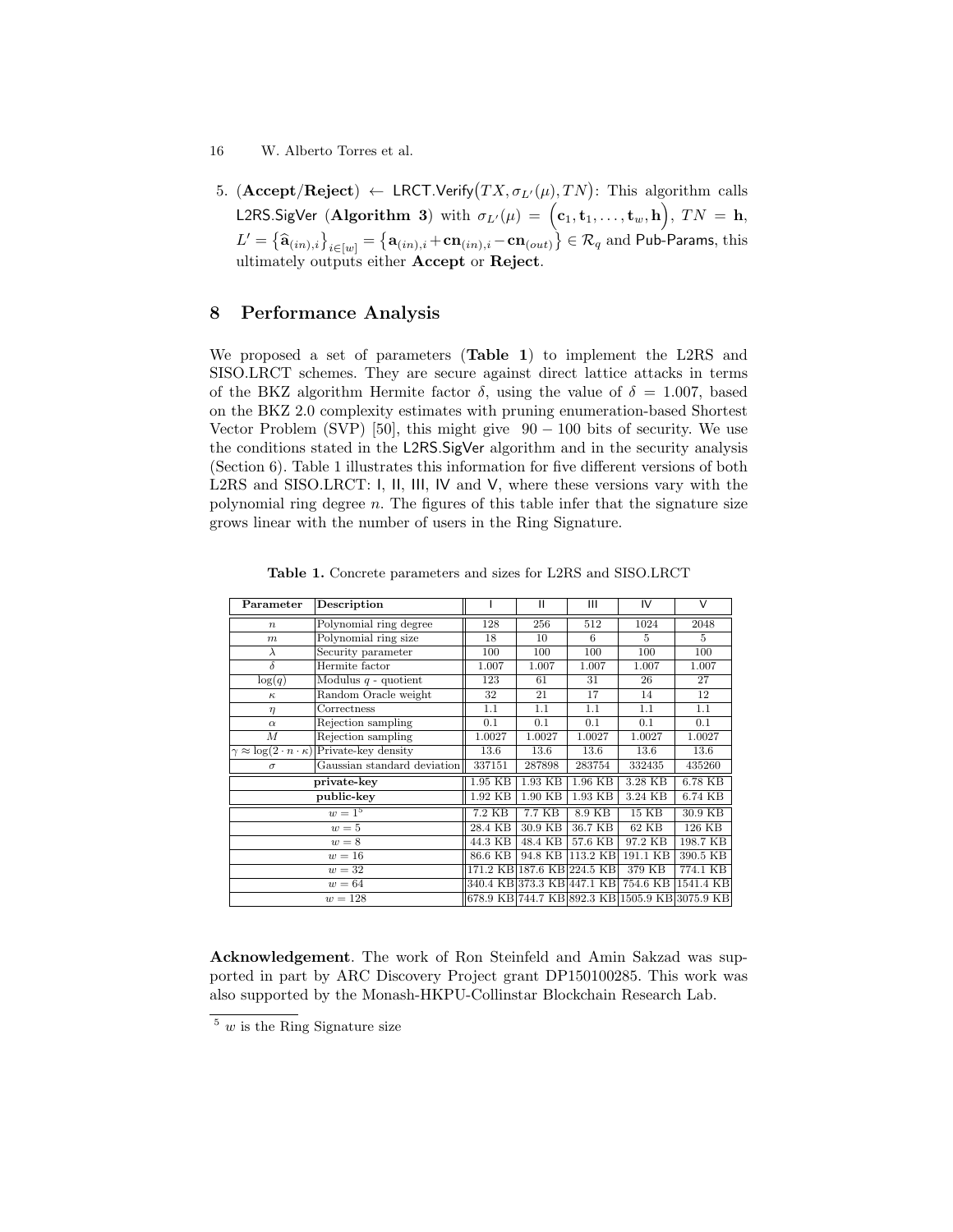5. $(\textbf{Accept/Reject}) \leftarrow \mathsf{LRCT.Verify}\big(TX, \sigma_{L'}(\mu), TN\big)$: This algorithm calls $\mathsf{L2RS.SigVer}$ (**Algorithm 3**) with $\sigma_{L'}(\mu) = \Big(\mathbf{c}_1, \mathbf{t}_1, \ldots, \mathbf{t}_w, \mathbf{h}\Big)$, $TN = \mathbf{h}$, $L' = \big\{\widehat{\mathbf{a}}_{(in),i}\big\}_{i \in [w]} = \big\{\mathbf{a}_{(in),i} + \mathbf{cn}_{(in),i} - \mathbf{cn}_{(out)}\big\} \in \mathcal{R}_q$ and $\mathsf{Pub\text{-}Params}$, this ultimately outputs either **Accept** or **Reject**.

## 8 Performance Analysis

We proposed a set of parameters (**Table 1**) to implement the L2RS and SISO.LRCT schemes. They are secure against direct lattice attacks in terms of the BKZ algorithm Hermite factor $\delta$, using the value of $\delta = 1.007$, based on the BKZ 2.0 complexity estimates with pruning enumeration-based Shortest Vector Problem (SVP) [50], this might give $90 - 100$ bits of security. We use the conditions stated in the $\mathsf{L2RS.SigVer}$ algorithm and in the security analysis (Section 6). Table 1 illustrates this information for five different versions of both L2RS and SISO.LRCT: $\mathsf{I}$, $\mathsf{II}$, $\mathsf{III}$, $\mathsf{IV}$ and $\mathsf{V}$, where these versions vary with the polynomial ring degree $n$. The figures of this table infer that the signature size grows linear with the number of users in the Ring Signature.

**Table 1.** Concrete parameters and sizes for L2RS and SISO.LRCT

| Parameter | Description | I | II | III | IV | V |
|---|---|---|---|---|---|---|
| $n$ | Polynomial ring degree | 128 | 256 | 512 | 1024 | 2048 |
| $m$ | Polynomial ring size | 18 | 10 | 6 | 5 | 5 |
| $\lambda$ | Security parameter | 100 | 100 | 100 | 100 | 100 |
| $\delta$ | Hermite factor | 1.007 | 1.007 | 1.007 | 1.007 | 1.007 |
| $\log(q)$ | Modulus $q$ - quotient | 123 | 61 | 31 | 26 | 27 |
| $\kappa$ | Random Oracle weight | 32 | 21 | 17 | 14 | 12 |
| $\eta$ | Correctness | 1.1 | 1.1 | 1.1 | 1.1 | 1.1 |
| $\alpha$ | Rejection sampling | 0.1 | 0.1 | 0.1 | 0.1 | 0.1 |
| $M$ | Rejection sampling | 1.0027 | 1.0027 | 1.0027 | 1.0027 | 1.0027 |
| $\gamma \approx \log(2 \cdot n \cdot \kappa)$ | Private-key density | 13.6 | 13.6 | 13.6 | 13.6 | 13.6 |
| $\sigma$ | Gaussian standard deviation | 337151 | 287898 | 283754 | 332435 | 435260 |
| **private-key** | | 1.95 KB | 1.93 KB | 1.96 KB | 3.28 KB | 6.78 KB |
| **public-key** | | 1.92 KB | 1.90 KB | 1.93 KB | 3.24 KB | 6.74 KB |
| $w = 1$[5] | | 7.2 KB | 7.7 KB | 8.9 KB | 15 KB | 30.9 KB |
| $w = 5$ | | 28.4 KB | 30.9 KB | 36.7 KB | 62 KB | 126 KB |
| $w = 8$ | | 44.3 KB | 48.4 KB | 57.6 KB | 97.2 KB | 198.7 KB |
| $w = 16$ | | 86.6 KB | 94.8 KB | 113.2 KB | 191.1 KB | 390.5 KB |
| $w = 32$ | | 171.2 KB | 187.6 KB | 224.5 KB | 379 KB | 774.1 KB |
| $w = 64$ | | 340.4 KB | 373.3 KB | 447.1 KB | 754.6 KB | 1541.4 KB |
| $w = 128$ | | 678.9 KB | 744.7 KB | 892.3 KB | 1505.9 KB | 3075.9 KB |

**Acknowledgement**. The work of Ron Steinfeld and Amin Sakzad was supported in part by ARC Discovery Project grant DP150100285. This work was also supported by the Monash-HKPU-Collinstar Blockchain Research Lab.

[5] $w$ is the Ring Signature size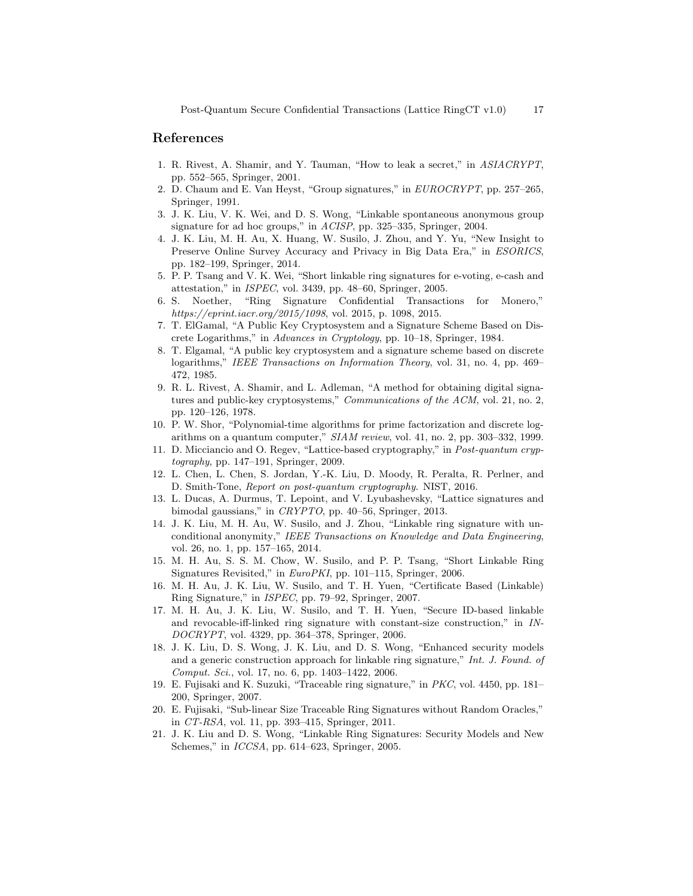## References

1. R. Rivest, A. Shamir, and Y. Tauman, "How to leak a secret," in *ASIACRYPT*, pp. 552–565, Springer, 2001.
2. D. Chaum and E. Van Heyst, "Group signatures," in *EUROCRYPT*, pp. 257–265, Springer, 1991.
3. J. K. Liu, V. K. Wei, and D. S. Wong, "Linkable spontaneous anonymous group signature for ad hoc groups," in *ACISP*, pp. 325–335, Springer, 2004.
4. J. K. Liu, M. H. Au, X. Huang, W. Susilo, J. Zhou, and Y. Yu, "New Insight to Preserve Online Survey Accuracy and Privacy in Big Data Era," in *ESORICS*, pp. 182–199, Springer, 2014.
5. P. P. Tsang and V. K. Wei, "Short linkable ring signatures for e-voting, e-cash and attestation," in *ISPEC*, vol. 3439, pp. 48–60, Springer, 2005.
6. S. Noether, "Ring Signature Confidential Transactions for Monero," *https://eprint.iacr.org/2015/1098*, vol. 2015, p. 1098, 2015.
7. T. ElGamal, "A Public Key Cryptosystem and a Signature Scheme Based on Discrete Logarithms," in *Advances in Cryptology*, pp. 10–18, Springer, 1984.
8. T. Elgamal, "A public key cryptosystem and a signature scheme based on discrete logarithms," *IEEE Transactions on Information Theory*, vol. 31, no. 4, pp. 469–472, 1985.
9. R. L. Rivest, A. Shamir, and L. Adleman, "A method for obtaining digital signatures and public-key cryptosystems," *Communications of the ACM*, vol. 21, no. 2, pp. 120–126, 1978.
10. P. W. Shor, "Polynomial-time algorithms for prime factorization and discrete logarithms on a quantum computer," *SIAM review*, vol. 41, no. 2, pp. 303–332, 1999.
11. D. Micciancio and O. Regev, "Lattice-based cryptography," in *Post-quantum cryptography*, pp. 147–191, Springer, 2009.
12. L. Chen, L. Chen, S. Jordan, Y.-K. Liu, D. Moody, R. Peralta, R. Perlner, and D. Smith-Tone, *Report on post-quantum cryptography.* NIST, 2016.
13. L. Ducas, A. Durmus, T. Lepoint, and V. Lyubashevsky, "Lattice signatures and bimodal gaussians," in *CRYPTO*, pp. 40–56, Springer, 2013.
14. J. K. Liu, M. H. Au, W. Susilo, and J. Zhou, "Linkable ring signature with unconditional anonymity," *IEEE Transactions on Knowledge and Data Engineering*, vol. 26, no. 1, pp. 157–165, 2014.
15. M. H. Au, S. S. M. Chow, W. Susilo, and P. P. Tsang, "Short Linkable Ring Signatures Revisited," in *EuroPKI*, pp. 101–115, Springer, 2006.
16. M. H. Au, J. K. Liu, W. Susilo, and T. H. Yuen, "Certificate Based (Linkable) Ring Signature," in *ISPEC*, pp. 79–92, Springer, 2007.
17. M. H. Au, J. K. Liu, W. Susilo, and T. H. Yuen, "Secure ID-based linkable and revocable-iff-linked ring signature with constant-size construction," in *INDOCRYPT*, vol. 4329, pp. 364–378, Springer, 2006.
18. J. K. Liu, D. S. Wong, J. K. Liu, and D. S. Wong, "Enhanced security models and a generic construction approach for linkable ring signature," *Int. J. Found. of Comput. Sci.*, vol. 17, no. 6, pp. 1403–1422, 2006.
19. E. Fujisaki and K. Suzuki, "Traceable ring signature," in *PKC*, vol. 4450, pp. 181–200, Springer, 2007.
20. E. Fujisaki, "Sub-linear Size Traceable Ring Signatures without Random Oracles," in *CT-RSA*, vol. 11, pp. 393–415, Springer, 2011.
21. J. K. Liu and D. S. Wong, "Linkable Ring Signatures: Security Models and New Schemes," in *ICCSA*, pp. 614–623, Springer, 2005.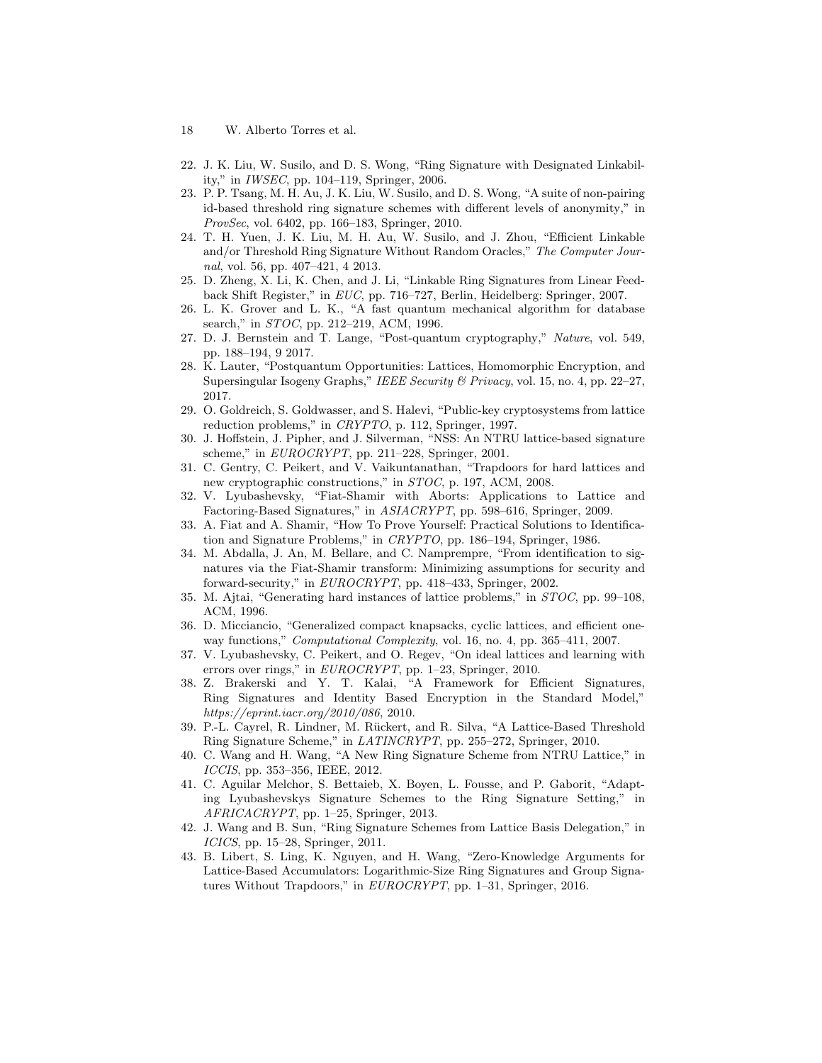22. J. K. Liu, W. Susilo, and D. S. Wong, "Ring Signature with Designated Linkability," in *IWSEC*, pp. 104–119, Springer, 2006.
23. P. P. Tsang, M. H. Au, J. K. Liu, W. Susilo, and D. S. Wong, "A suite of non-pairing id-based threshold ring signature schemes with different levels of anonymity," in *ProvSec*, vol. 6402, pp. 166–183, Springer, 2010.
24. T. H. Yuen, J. K. Liu, M. H. Au, W. Susilo, and J. Zhou, "Efficient Linkable and/or Threshold Ring Signature Without Random Oracles," *The Computer Journal*, vol. 56, pp. 407–421, 4 2013.
25. D. Zheng, X. Li, K. Chen, and J. Li, "Linkable Ring Signatures from Linear Feedback Shift Register," in *EUC*, pp. 716–727, Berlin, Heidelberg: Springer, 2007.
26. L. K. Grover and L. K., "A fast quantum mechanical algorithm for database search," in *STOC*, pp. 212–219, ACM, 1996.
27. D. J. Bernstein and T. Lange, "Post-quantum cryptography," *Nature*, vol. 549, pp. 188–194, 9 2017.
28. K. Lauter, "Postquantum Opportunities: Lattices, Homomorphic Encryption, and Supersingular Isogeny Graphs," *IEEE Security & Privacy*, vol. 15, no. 4, pp. 22–27, 2017.
29. O. Goldreich, S. Goldwasser, and S. Halevi, "Public-key cryptosystems from lattice reduction problems," in *CRYPTO*, p. 112, Springer, 1997.
30. J. Hoffstein, J. Pipher, and J. Silverman, "NSS: An NTRU lattice-based signature scheme," in *EUROCRYPT*, pp. 211–228, Springer, 2001.
31. C. Gentry, C. Peikert, and V. Vaikuntanathan, "Trapdoors for hard lattices and new cryptographic constructions," in *STOC*, p. 197, ACM, 2008.
32. V. Lyubashevsky, "Fiat-Shamir with Aborts: Applications to Lattice and Factoring-Based Signatures," in *ASIACRYPT*, pp. 598–616, Springer, 2009.
33. A. Fiat and A. Shamir, "How To Prove Yourself: Practical Solutions to Identification and Signature Problems," in *CRYPTO*, pp. 186–194, Springer, 1986.
34. M. Abdalla, J. An, M. Bellare, and C. Namprempre, "From identification to signatures via the Fiat-Shamir transform: Minimizing assumptions for security and forward-security," in *EUROCRYPT*, pp. 418–433, Springer, 2002.
35. M. Ajtai, "Generating hard instances of lattice problems," in *STOC*, pp. 99–108, ACM, 1996.
36. D. Micciancio, "Generalized compact knapsacks, cyclic lattices, and efficient one-way functions," *Computational Complexity*, vol. 16, no. 4, pp. 365–411, 2007.
37. V. Lyubashevsky, C. Peikert, and O. Regev, "On ideal lattices and learning with errors over rings," in *EUROCRYPT*, pp. 1–23, Springer, 2010.
38. Z. Brakerski and Y. T. Kalai, "A Framework for Efficient Signatures, Ring Signatures and Identity Based Encryption in the Standard Model," *https://eprint.iacr.org/2010/086*, 2010.
39. P.-L. Cayrel, R. Lindner, M. Rückert, and R. Silva, "A Lattice-Based Threshold Ring Signature Scheme," in *LATINCRYPT*, pp. 255–272, Springer, 2010.
40. C. Wang and H. Wang, "A New Ring Signature Scheme from NTRU Lattice," in *ICCIS*, pp. 353–356, IEEE, 2012.
41. C. Aguilar Melchor, S. Bettaieb, X. Boyen, L. Fousse, and P. Gaborit, "Adapting Lyubashevskys Signature Schemes to the Ring Signature Setting," in *AFRICACRYPT*, pp. 1–25, Springer, 2013.
42. J. Wang and B. Sun, "Ring Signature Schemes from Lattice Basis Delegation," in *ICICS*, pp. 15–28, Springer, 2011.
43. B. Libert, S. Ling, K. Nguyen, and H. Wang, "Zero-Knowledge Arguments for Lattice-Based Accumulators: Logarithmic-Size Ring Signatures and Group Signatures Without Trapdoors," in *EUROCRYPT*, pp. 1–31, Springer, 2016.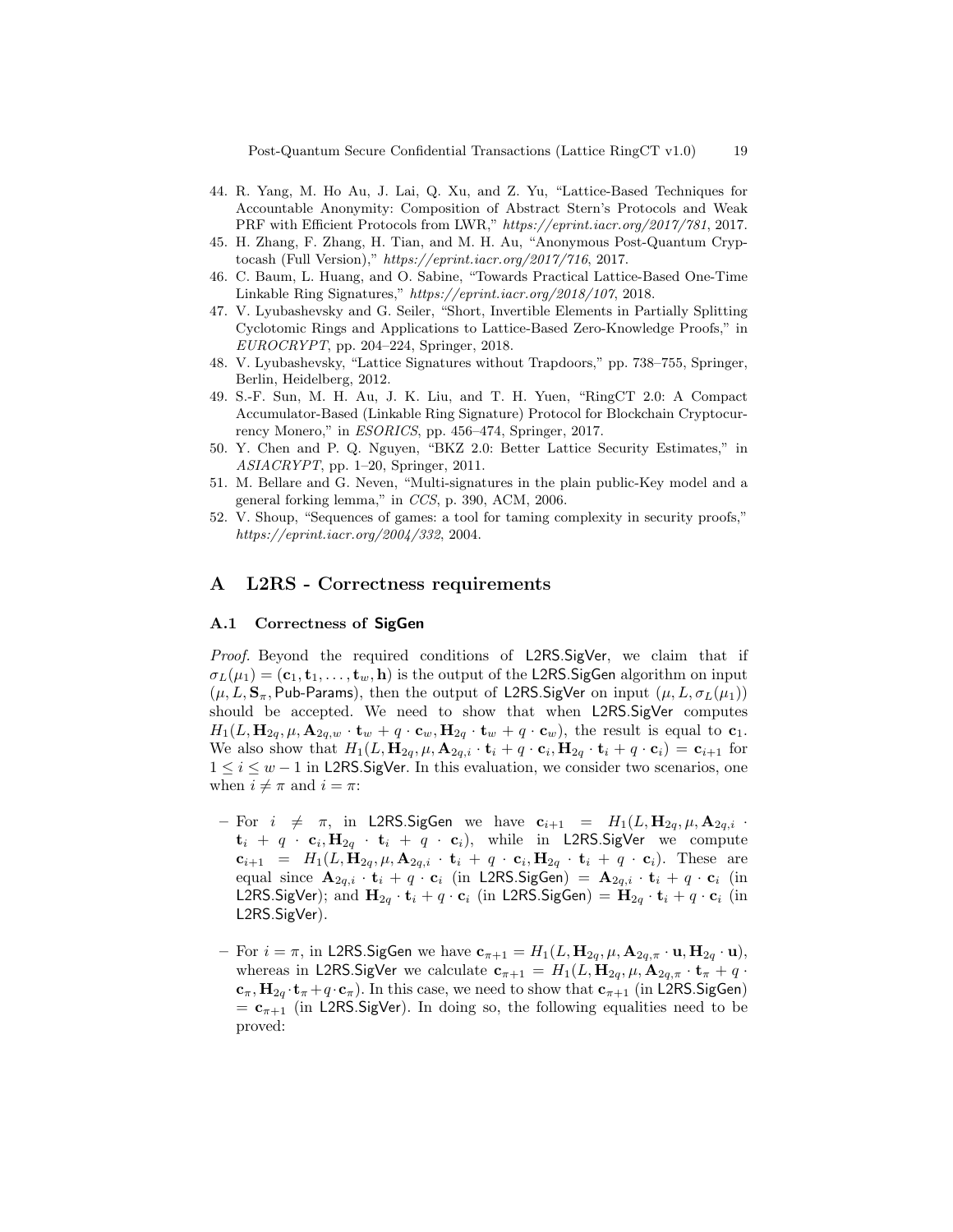44. R. Yang, M. Ho Au, J. Lai, Q. Xu, and Z. Yu, "Lattice-Based Techniques for Accountable Anonymity: Composition of Abstract Stern's Protocols and Weak PRF with Efficient Protocols from LWR," *https://eprint.iacr.org/2017/781*, 2017.
45. H. Zhang, F. Zhang, H. Tian, and M. H. Au, "Anonymous Post-Quantum Cryptocash (Full Version)," *https://eprint.iacr.org/2017/716*, 2017.
46. C. Baum, L. Huang, and O. Sabine, "Towards Practical Lattice-Based One-Time Linkable Ring Signatures," *https://eprint.iacr.org/2018/107*, 2018.
47. V. Lyubashevsky and G. Seiler, "Short, Invertible Elements in Partially Splitting Cyclotomic Rings and Applications to Lattice-Based Zero-Knowledge Proofs," in *EUROCRYPT*, pp. 204–224, Springer, 2018.
48. V. Lyubashevsky, "Lattice Signatures without Trapdoors," pp. 738–755, Springer, Berlin, Heidelberg, 2012.
49. S.-F. Sun, M. H. Au, J. K. Liu, and T. H. Yuen, "RingCT 2.0: A Compact Accumulator-Based (Linkable Ring Signature) Protocol for Blockchain Cryptocurrency Monero," in *ESORICS*, pp. 456–474, Springer, 2017.
50. Y. Chen and P. Q. Nguyen, "BKZ 2.0: Better Lattice Security Estimates," in *ASIACRYPT*, pp. 1–20, Springer, 2011.
51. M. Bellare and G. Neven, "Multi-signatures in the plain public-Key model and a general forking lemma," in *CCS*, p. 390, ACM, 2006.
52. V. Shoup, "Sequences of games: a tool for taming complexity in security proofs," *https://eprint.iacr.org/2004/332*, 2004.

## A L2RS - Correctness requirements

### A.1 Correctness of SigGen

*Proof.* Beyond the required conditions of L2RS.SigVer, we claim that if $\sigma_L(\mu_1) = (\mathbf{c}_1, \mathbf{t}_1, \dots, \mathbf{t}_w, \mathbf{h})$ is the output of the L2RS.SigGen algorithm on input $(\mu, L, \mathbf{S}_\pi, \text{Pub-Params})$, then the output of L2RS.SigVer on input $(\mu, L, \sigma_L(\mu_1))$ should be accepted. We need to show that when L2RS.SigVer computes $H_1(L, \mathbf{H}_{2q}, \mu, \mathbf{A}_{2q,w} \cdot \mathbf{t}_w + q \cdot \mathbf{c}_w, \mathbf{H}_{2q} \cdot \mathbf{t}_w + q \cdot \mathbf{c}_w)$, the result is equal to $\mathbf{c}_1$. We also show that $H_1(L, \mathbf{H}_{2q}, \mu, \mathbf{A}_{2q,i} \cdot \mathbf{t}_i + q \cdot \mathbf{c}_i, \mathbf{H}_{2q} \cdot \mathbf{t}_i + q \cdot \mathbf{c}_i) = \mathbf{c}_{i+1}$ for $1 \le i \le w-1$ in L2RS.SigVer. In this evaluation, we consider two scenarios, one when $i \neq \pi$ and $i = \pi$:

- For $i \neq \pi$, in L2RS.SigGen we have $\mathbf{c}_{i+1} = H_1(L, \mathbf{H}_{2q}, \mu, \mathbf{A}_{2q,i} \cdot \mathbf{t}_i + q \cdot \mathbf{c}_i, \mathbf{H}_{2q} \cdot \mathbf{t}_i + q \cdot \mathbf{c}_i)$, while in L2RS.SigVer we compute $\mathbf{c}_{i+1} = H_1(L, \mathbf{H}_{2q}, \mu, \mathbf{A}_{2q,i} \cdot \mathbf{t}_i + q \cdot \mathbf{c}_i, \mathbf{H}_{2q} \cdot \mathbf{t}_i + q \cdot \mathbf{c}_i)$. These are equal since $\mathbf{A}_{2q,i} \cdot \mathbf{t}_i + q \cdot \mathbf{c}_i$ (in L2RS.SigGen) $= \mathbf{A}_{2q,i} \cdot \mathbf{t}_i + q \cdot \mathbf{c}_i$ (in L2RS.SigVer); and $\mathbf{H}_{2q} \cdot \mathbf{t}_i + q \cdot \mathbf{c}_i$ (in L2RS.SigGen) $= \mathbf{H}_{2q} \cdot \mathbf{t}_i + q \cdot \mathbf{c}_i$ (in L2RS.SigVer).

- For $i = \pi$, in L2RS.SigGen we have $\mathbf{c}_{\pi+1} = H_1(L, \mathbf{H}_{2q}, \mu, \mathbf{A}_{2q,\pi} \cdot \mathbf{u}, \mathbf{H}_{2q} \cdot \mathbf{u})$, whereas in L2RS.SigVer we calculate $\mathbf{c}_{\pi+1} = H_1(L, \mathbf{H}_{2q}, \mu, \mathbf{A}_{2q,\pi} \cdot \mathbf{t}_\pi + q \cdot \mathbf{c}_\pi, \mathbf{H}_{2q} \cdot \mathbf{t}_\pi + q \cdot \mathbf{c}_\pi)$. In this case, we need to show that $\mathbf{c}_{\pi+1}$ (in L2RS.SigGen) $= \mathbf{c}_{\pi+1}$ (in L2RS.SigVer). In doing so, the following equalities need to be proved: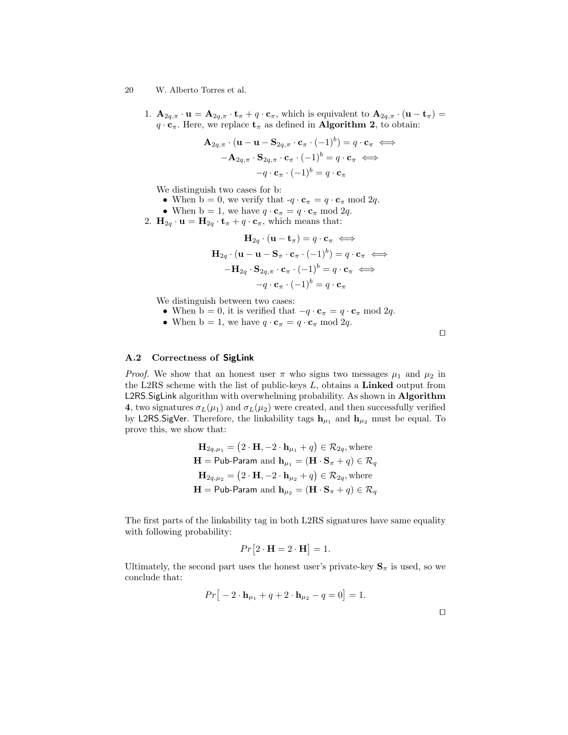1. $\mathbf{A}_{2q,\pi} \cdot \mathbf{u} = \mathbf{A}_{2q,\pi} \cdot \mathbf{t}_\pi + q \cdot \mathbf{c}_\pi$, which is equivalent to $\mathbf{A}_{2q,\pi} \cdot (\mathbf{u} - \mathbf{t}_\pi) = q \cdot \mathbf{c}_\pi$. Here, we replace $\mathbf{t}_\pi$ as defined in **Algorithm 2**, to obtain:

$$
\begin{gathered}
\mathbf{A}_{2q,\pi} \cdot (\mathbf{u} - \mathbf{u} - \mathbf{S}_{2q,\pi} \cdot \mathbf{c}_\pi \cdot (-1)^b) = q \cdot \mathbf{c}_\pi \iff \\
-\mathbf{A}_{2q,\pi} \cdot \mathbf{S}_{2q,\pi} \cdot \mathbf{c}_\pi \cdot (-1)^b = q \cdot \mathbf{c}_\pi \iff \\
-q \cdot \mathbf{c}_\pi \cdot (-1)^b = q \cdot \mathbf{c}_\pi
\end{gathered}
$$

We distinguish two cases for b:
- When b = 0, we verify that -$q \cdot \mathbf{c}_\pi = q \cdot \mathbf{c}_\pi \bmod 2q$.
- When b = 1, we have $q \cdot \mathbf{c}_\pi = q \cdot \mathbf{c}_\pi \bmod 2q$.

2. $\mathbf{H}_{2q} \cdot \mathbf{u} = \mathbf{H}_{2q} \cdot \mathbf{t}_\pi + q \cdot \mathbf{c}_\pi$, which means that:

$$
\begin{gathered}
\mathbf{H}_{2q} \cdot (\mathbf{u} - \mathbf{t}_\pi) = q \cdot \mathbf{c}_\pi \iff \\
\mathbf{H}_{2q} \cdot (\mathbf{u} - \mathbf{u} - \mathbf{S}_\pi \cdot \mathbf{c}_\pi \cdot (-1)^b) = q \cdot \mathbf{c}_\pi \iff \\
-\mathbf{H}_{2q} \cdot \mathbf{S}_{2q,\pi} \cdot \mathbf{c}_\pi \cdot (-1)^b = q \cdot \mathbf{c}_\pi \iff \\
-q \cdot \mathbf{c}_\pi \cdot (-1)^b = q \cdot \mathbf{c}_\pi
\end{gathered}
$$

We distinguish between two cases:
- When b = 0, it is verified that $-q \cdot \mathbf{c}_\pi = q \cdot \mathbf{c}_\pi \bmod 2q$.
- When b = 1, we have $q \cdot \mathbf{c}_\pi = q \cdot \mathbf{c}_\pi \bmod 2q$.

□

### A.2 Correctness of SigLink

*Proof.* We show that an honest user $\pi$ who signs two messages $\mu_1$ and $\mu_2$ in the L2RS scheme with the list of public-keys $L$, obtains a **Linked** output from L2RS.SigLink algorithm with overwhelming probability. As shown in **Algorithm 4**, two signatures $\sigma_L(\mu_1)$ and $\sigma_L(\mu_2)$ were created, and then successfully verified by L2RS.SigVer. Therefore, the linkability tags $\mathbf{h}_{\mu_1}$ and $\mathbf{h}_{\mu_2}$ must be equal. To prove this, we show that:

$$
\begin{gathered}
\mathbf{H}_{2q,\mu_1} = \left(2 \cdot \mathbf{H}, -2 \cdot \mathbf{h}_{\mu_1} + q\right) \in \mathcal{R}_{2q}, \text{where} \\
\mathbf{H} = \textsf{Pub-Param} \text{ and } \mathbf{h}_{\mu_1} = (\mathbf{H} \cdot \mathbf{S}_\pi + q) \in \mathcal{R}_q \\
\mathbf{H}_{2q,\mu_2} = \left(2 \cdot \mathbf{H}, -2 \cdot \mathbf{h}_{\mu_2} + q\right) \in \mathcal{R}_{2q}, \text{where} \\
\mathbf{H} = \textsf{Pub-Param} \text{ and } \mathbf{h}_{\mu_2} = (\mathbf{H} \cdot \mathbf{S}_\pi + q) \in \mathcal{R}_q
\end{gathered}
$$

The first parts of the linkability tag in both L2RS signatures have same equality with following probability:

$$
Pr\left[2 \cdot \mathbf{H} = 2 \cdot \mathbf{H}\right] = 1.
$$

Ultimately, the second part uses the honest user's private-key $\mathbf{S}_\pi$ is used, so we conclude that:

$$
Pr\left[-2 \cdot \mathbf{h}_{\mu_1} + q + 2 \cdot \mathbf{h}_{\mu_2} - q = 0\right] = 1.
$$

□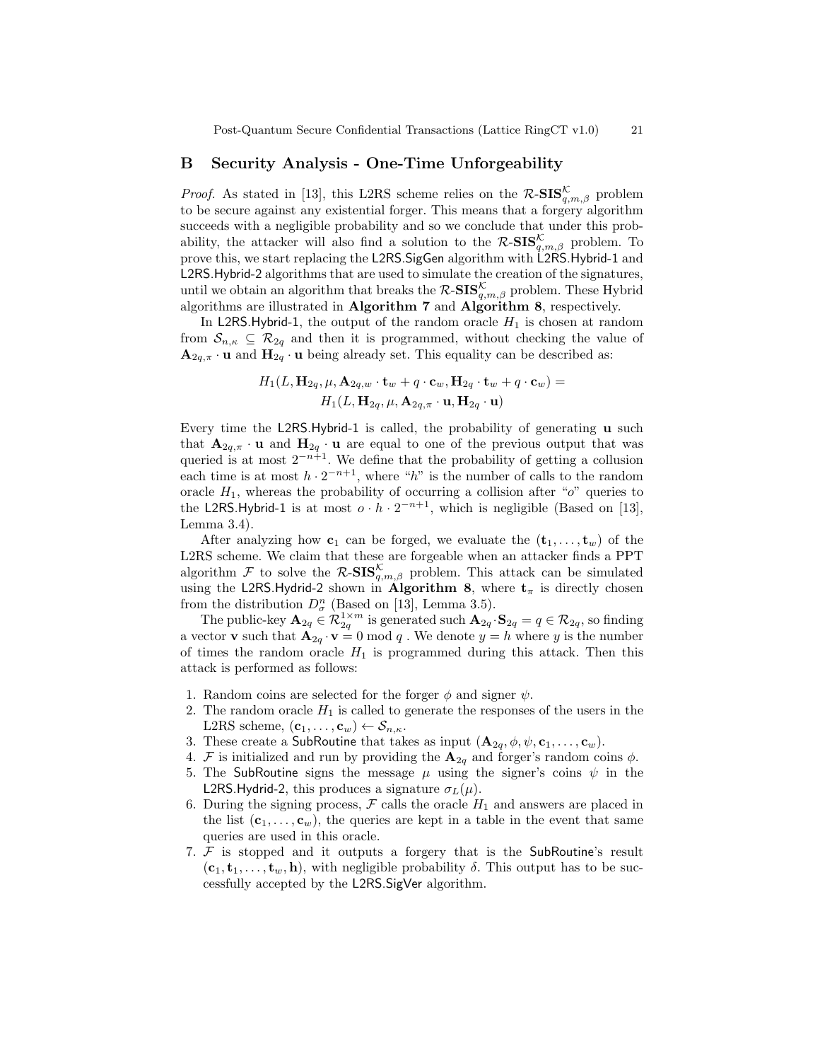## B Security Analysis - One-Time Unforgeability

*Proof.* As stated in [13], this L2RS scheme relies on the $\mathcal{R}\text{-}\mathbf{SIS}^{\mathcal{K}}_{q,m,\beta}$ problem to be secure against any existential forger. This means that a forgery algorithm succeeds with a negligible probability and so we conclude that under this probability, the attacker will also find a solution to the $\mathcal{R}\text{-}\mathbf{SIS}^{\mathcal{K}}_{q,m,\beta}$ problem. To prove this, we start replacing the L2RS.SigGen algorithm with L2RS.Hybrid-1 and L2RS.Hybrid-2 algorithms that are used to simulate the creation of the signatures, until we obtain an algorithm that breaks the $\mathcal{R}\text{-}\mathbf{SIS}^{\mathcal{K}}_{q,m,\beta}$ problem. These Hybrid algorithms are illustrated in **Algorithm 7** and **Algorithm 8**, respectively.

In L2RS.Hybrid-1, the output of the random oracle $H_1$ is chosen at random from $\mathcal{S}_{n,\kappa} \subseteq \mathcal{R}_{2q}$ and then it is programmed, without checking the value of $\mathbf{A}_{2q,\pi} \cdot \mathbf{u}$ and $\mathbf{H}_{2q} \cdot \mathbf{u}$ being already set. This equality can be described as:

$$H_1(L, \mathbf{H}_{2q}, \mu, \mathbf{A}_{2q,w} \cdot \mathbf{t}_w + q \cdot \mathbf{c}_w, \mathbf{H}_{2q} \cdot \mathbf{t}_w + q \cdot \mathbf{c}_w) = H_1(L, \mathbf{H}_{2q}, \mu, \mathbf{A}_{2q,\pi} \cdot \mathbf{u}, \mathbf{H}_{2q} \cdot \mathbf{u})$$

Every time the L2RS.Hybrid-1 is called, the probability of generating $\mathbf{u}$ such that $\mathbf{A}_{2q,\pi} \cdot \mathbf{u}$ and $\mathbf{H}_{2q} \cdot \mathbf{u}$ are equal to one of the previous output that was queried is at most $2^{-n+1}$. We define that the probability of getting a collusion each time is at most $h \cdot 2^{-n+1}$, where "$h$" is the number of calls to the random oracle $H_1$, whereas the probability of occurring a collision after "$o$" queries to the L2RS.Hybrid-1 is at most $o \cdot h \cdot 2^{-n+1}$, which is negligible (Based on [13], Lemma 3.4).

After analyzing how $\mathbf{c}_1$ can be forged, we evaluate the $(\mathbf{t}_1, \ldots, \mathbf{t}_w)$ of the L2RS scheme. We claim that these are forgeable when an attacker finds a PPT algorithm $\mathcal{F}$ to solve the $\mathcal{R}\text{-}\mathbf{SIS}^{\mathcal{K}}_{q,m,\beta}$ problem. This attack can be simulated using the L2RS.Hydrid-2 shown in **Algorithm 8**, where $\mathbf{t}_\pi$ is directly chosen from the distribution $D^n_\sigma$ (Based on [13], Lemma 3.5).

The public-key $\mathbf{A}_{2q} \in \mathcal{R}^{1\times m}_{2q}$ is generated such $\mathbf{A}_{2q} \cdot \mathbf{S}_{2q} = q \in \mathcal{R}_{2q}$, so finding a vector $\mathbf{v}$ such that $\mathbf{A}_{2q} \cdot \mathbf{v} = 0 \bmod q$ . We denote $y = h$ where $y$ is the number of times the random oracle $H_1$ is programmed during this attack. Then this attack is performed as follows:

1. Random coins are selected for the forger $\phi$ and signer $\psi$.
2. The random oracle $H_1$ is called to generate the responses of the users in the L2RS scheme, $(\mathbf{c}_1, \ldots, \mathbf{c}_w) \leftarrow \mathcal{S}_{n,\kappa}$.
3. These create a SubRoutine that takes as input $(\mathbf{A}_{2q}, \phi, \psi, \mathbf{c}_1, \ldots, \mathbf{c}_w)$.
4. $\mathcal{F}$ is initialized and run by providing the $\mathbf{A}_{2q}$ and forger's random coins $\phi$.
5. The SubRoutine signs the message $\mu$ using the signer's coins $\psi$ in the L2RS.Hydrid-2, this produces a signature $\sigma_L(\mu)$.
6. During the signing process, $\mathcal{F}$ calls the oracle $H_1$ and answers are placed in the list $(\mathbf{c}_1, \ldots, \mathbf{c}_w)$, the queries are kept in a table in the event that same queries are used in this oracle.
7. $\mathcal{F}$ is stopped and it outputs a forgery that is the SubRoutine's result $(\mathbf{c}_1, \mathbf{t}_1, \ldots, \mathbf{t}_w, \mathbf{h})$, with negligible probability $\delta$. This output has to be successfully accepted by the L2RS.SigVer algorithm.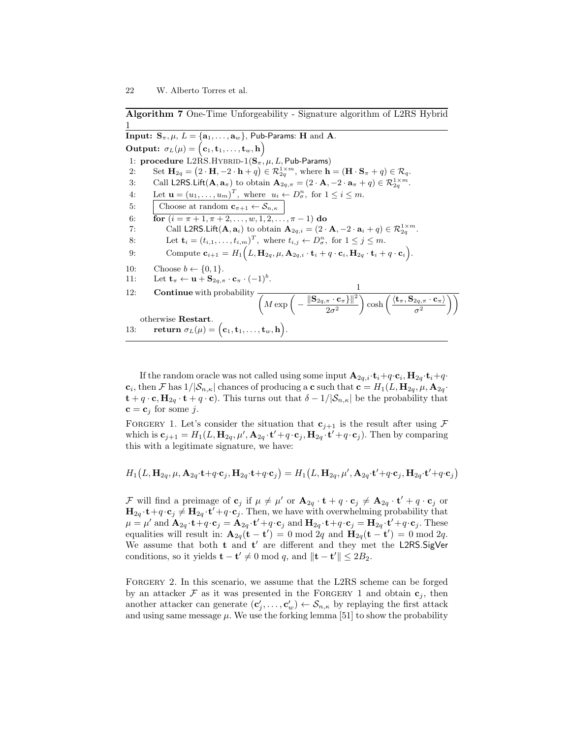**Algorithm 7** One-Time Unforgeability - Signature algorithm of L2RS Hybrid 1

**Input:** $\mathbf{S}_\pi, \mu, L = \{\mathbf{a}_1, \ldots, \mathbf{a}_w\}$, Pub-Params: $\mathbf{H}$ and $\mathbf{A}$.

**Output:** $\sigma_L(\mu) = \Big(\mathbf{c}_1, \mathbf{t}_1, \ldots, \mathbf{t}_w, \mathbf{h}\Big)$

1: **procedure** L2RS.HYBRID-1($\mathbf{S}_\pi, \mu, L$, Pub-Params)
2: Set $\mathbf{H}_{2q} = \big(2 \cdot \mathbf{H}, -2 \cdot \mathbf{h} + q\big) \in \mathcal{R}_{2q}^{1\times m}$, where $\mathbf{h} = (\mathbf{H} \cdot \mathbf{S}_\pi + q) \in \mathcal{R}_q$.
3: Call L2RS.Lift($\mathbf{A}, \mathbf{a}_\pi$) to obtain $\mathbf{A}_{2q,\pi} = (2 \cdot \mathbf{A}, -2 \cdot \mathbf{a}_\pi + q) \in \mathcal{R}_{2q}^{1\times m}$.
4: Let $\mathbf{u} = (u_1, \ldots, u_m)^T$, where $u_i \leftarrow D_\sigma^n$, for $1 \le i \le m$.
5: Choose at random $\mathbf{c}_{\pi+1} \leftarrow \mathcal{S}_{n,\kappa}$
6: **for** $(i = \pi + 1, \pi + 2, \ldots, w, 1, 2, \ldots, \pi - 1)$ **do**
7: Call L2RS.Lift($\mathbf{A}, \mathbf{a}_i$) to obtain $\mathbf{A}_{2q,i} = (2 \cdot \mathbf{A}, -2 \cdot \mathbf{a}_i + q) \in \mathcal{R}_{2q}^{1\times m}$.
8: Let $\mathbf{t}_i = (t_{i,1}, \ldots, t_{i,m})^T$, where $t_{i,j} \leftarrow D_\sigma^n$, for $1 \le j \le m$.
9: Compute $\mathbf{c}_{i+1} = H_1\Big(L, \mathbf{H}_{2q}, \mu, \mathbf{A}_{2q,i} \cdot \mathbf{t}_i + q \cdot \mathbf{c}_i, \mathbf{H}_{2q} \cdot \mathbf{t}_i + q \cdot \mathbf{c}_i\Big)$.
10: Choose $b \leftarrow \{0, 1\}$.
11: Let $\mathbf{t}_\pi \leftarrow \mathbf{u} + \mathbf{S}_{2q,\pi} \cdot \mathbf{c}_\pi \cdot (-1)^b$.
12: **Continue** with probability $\dfrac{1}{\left(M \exp\left(-\dfrac{\|\mathbf{S}_{2q,\pi} \cdot \mathbf{c}_\pi\}\|^2}{2\sigma^2}\right)\cosh\left(\dfrac{\langle \mathbf{t}_\pi, \mathbf{S}_{2q,\pi} \cdot \mathbf{c}_\pi\rangle}{\sigma^2}\right)\right)}$ otherwise **Restart**.
13: **return** $\sigma_L(\mu) = \Big(\mathbf{c}_1, \mathbf{t}_1, \ldots, \mathbf{t}_w, \mathbf{h}\Big)$.

If the random oracle was not called using some input $\mathbf{A}_{2q,i} \cdot \mathbf{t}_i + q \cdot \mathbf{c}_i, \mathbf{H}_{2q} \cdot \mathbf{t}_i + q \cdot \mathbf{c}_i$, then $\mathcal{F}$ has $1/|\mathcal{S}_{n,\kappa}|$ chances of producing a $\mathbf{c}$ such that $\mathbf{c} = H_1(L, \mathbf{H}_{2q}, \mu, \mathbf{A}_{2q} \cdot \mathbf{t} + q \cdot \mathbf{c}, \mathbf{H}_{2q} \cdot \mathbf{t} + q \cdot \mathbf{c})$. This turns out that $\delta - 1/|\mathcal{S}_{n,\kappa}|$ be the probability that $\mathbf{c} = \mathbf{c}_j$ for some $j$.

FORGERY 1. Let's consider the situation that $\mathbf{c}_{j+1}$ is the result after using $\mathcal{F}$ which is $\mathbf{c}_{j+1} = H_1(L, \mathbf{H}_{2q}, \mu', \mathbf{A}_{2q} \cdot \mathbf{t}' + q \cdot \mathbf{c}_j, \mathbf{H}_{2q} \cdot \mathbf{t}' + q \cdot \mathbf{c}_j)$. Then by comparing this with a legitimate signature, we have:

$$H_1\big(L, \mathbf{H}_{2q}, \mu, \mathbf{A}_{2q} \cdot \mathbf{t} + q \cdot \mathbf{c}_j, \mathbf{H}_{2q} \cdot \mathbf{t} + q \cdot \mathbf{c}_j\big) = H_1\big(L, \mathbf{H}_{2q}, \mu', \mathbf{A}_{2q} \cdot \mathbf{t}' + q \cdot \mathbf{c}_j, \mathbf{H}_{2q} \cdot \mathbf{t}' + q \cdot \mathbf{c}_j\big)$$

$\mathcal{F}$ will find a preimage of $\mathbf{c}_j$ if $\mu \neq \mu'$ or $\mathbf{A}_{2q} \cdot \mathbf{t} + q \cdot \mathbf{c}_j \neq \mathbf{A}_{2q} \cdot \mathbf{t}' + q \cdot \mathbf{c}_j$ or $\mathbf{H}_{2q} \cdot \mathbf{t} + q \cdot \mathbf{c}_j \neq \mathbf{H}_{2q} \cdot \mathbf{t}' + q \cdot \mathbf{c}_j$. Then, we have with overwhelming probability that $\mu = \mu'$ and $\mathbf{A}_{2q} \cdot \mathbf{t} + q \cdot \mathbf{c}_j = \mathbf{A}_{2q} \cdot \mathbf{t}' + q \cdot \mathbf{c}_j$ and $\mathbf{H}_{2q} \cdot \mathbf{t} + q \cdot \mathbf{c}_j = \mathbf{H}_{2q} \cdot \mathbf{t}' + q \cdot \mathbf{c}_j$. These equalities will result in: $\mathbf{A}_{2q}(\mathbf{t} - \mathbf{t}') = 0 \bmod 2q$ and $\mathbf{H}_{2q}(\mathbf{t} - \mathbf{t}') = 0 \bmod 2q$. We assume that both $\mathbf{t}$ and $\mathbf{t}'$ are different and they met the L2RS.SigVer conditions, so it yields $\mathbf{t} - \mathbf{t}' \neq 0 \bmod q$, and $\|\mathbf{t} - \mathbf{t}'\| \le 2B_2$.

FORGERY 2. In this scenario, we assume that the L2RS scheme can be forged by an attacker $\mathcal{F}$ as it was presented in the FORGERY 1 and obtain $\mathbf{c}_j$, then another attacker can generate $(\mathbf{c}'_j, \ldots, \mathbf{c}'_w) \leftarrow \mathcal{S}_{n,\kappa}$ by replaying the first attack and using same message $\mu$. We use the forking lemma [51] to show the probability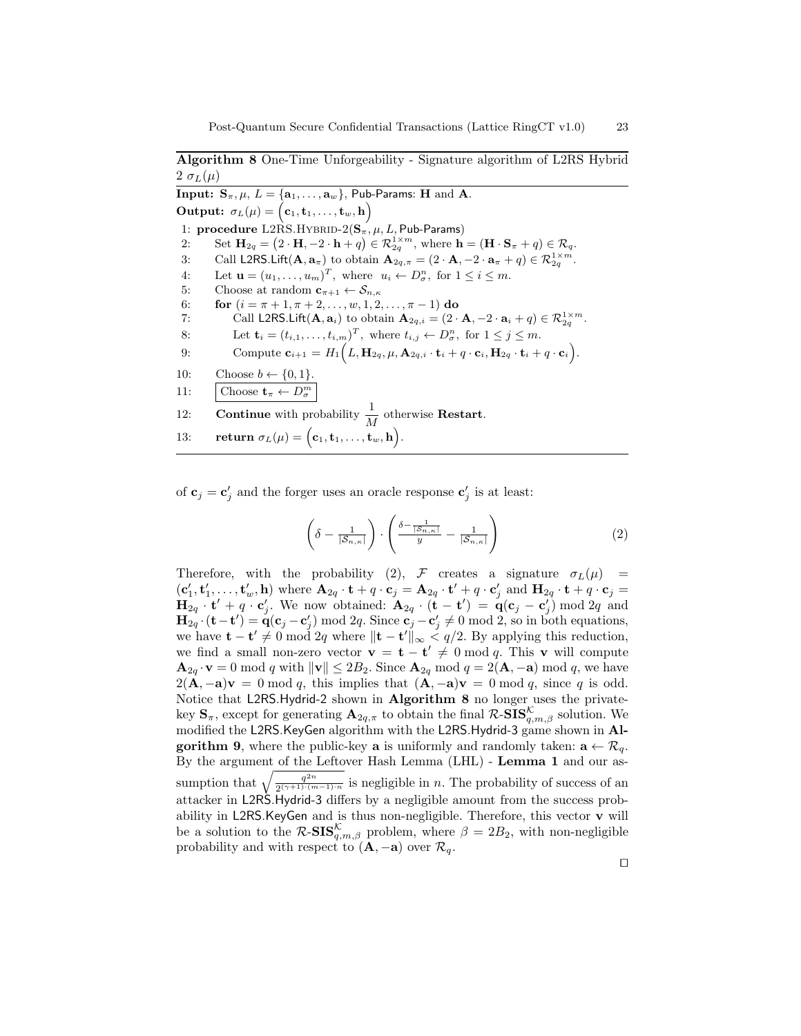**Algorithm 8** One-Time Unforgeability - Signature algorithm of L2RS Hybrid 2 $\sigma_L(\mu)$

**Input:** $\mathbf{S}_\pi, \mu, L = \{\mathbf{a}_1, \ldots, \mathbf{a}_w\}$, Pub-Params: $\mathbf{H}$ and $\mathbf{A}$.

**Output:** $\sigma_L(\mu) = \Big(\mathbf{c}_1, \mathbf{t}_1, \ldots, \mathbf{t}_w, \mathbf{h}\Big)$

1: **procedure** L2RS.HYBRID-2($\mathbf{S}_\pi, \mu, L$, Pub-Params)
2: Set $\mathbf{H}_{2q} = \big(2 \cdot \mathbf{H}, -2 \cdot \mathbf{h} + q\big) \in \mathcal{R}_{2q}^{1\times m}$, where $\mathbf{h} = (\mathbf{H} \cdot \mathbf{S}_\pi + q) \in \mathcal{R}_q$.
3: Call L2RS.Lift($\mathbf{A}, \mathbf{a}_\pi$) to obtain $\mathbf{A}_{2q,\pi} = (2 \cdot \mathbf{A}, -2 \cdot \mathbf{a}_\pi + q) \in \mathcal{R}_{2q}^{1\times m}$.
4: Let $\mathbf{u} = (u_1, \ldots, u_m)^T$, where $u_i \leftarrow D_\sigma^n$, for $1 \le i \le m$.
5: Choose at random $\mathbf{c}_{\pi+1} \leftarrow \mathcal{S}_{n,\kappa}$
6: **for** $(i = \pi+1, \pi+2, \ldots, w, 1, 2, \ldots, \pi-1)$ **do**
7: Call L2RS.Lift($\mathbf{A}, \mathbf{a}_i$) to obtain $\mathbf{A}_{2q,i} = (2 \cdot \mathbf{A}, -2 \cdot \mathbf{a}_i + q) \in \mathcal{R}_{2q}^{1\times m}$.
8: Let $\mathbf{t}_i = (t_{i,1}, \ldots, t_{i,m})^T$, where $t_{i,j} \leftarrow D_\sigma^n$, for $1 \le j \le m$.
9: Compute $\mathbf{c}_{i+1} = H_1\Big(L, \mathbf{H}_{2q}, \mu, \mathbf{A}_{2q,i} \cdot \mathbf{t}_i + q \cdot \mathbf{c}_i, \mathbf{H}_{2q} \cdot \mathbf{t}_i + q \cdot \mathbf{c}_i\Big)$.
10: Choose $b \leftarrow \{0, 1\}$.
11: Choose $\mathbf{t}_\pi \leftarrow D_\sigma^m$
12: **Continue** with probability $\dfrac{1}{M}$ otherwise **Restart**.
13: **return** $\sigma_L(\mu) = \Big(\mathbf{c}_1, \mathbf{t}_1, \ldots, \mathbf{t}_w, \mathbf{h}\Big)$.

of $\mathbf{c}_j = \mathbf{c}'_j$ and the forger uses an oracle response $\mathbf{c}'_j$ is at least:

$$\left(\delta - \tfrac{1}{|\mathcal{S}_{n,\kappa}|}\right) \cdot \left(\frac{\delta - \frac{1}{|\mathcal{S}_{n,\kappa}|}}{y} - \tfrac{1}{|\mathcal{S}_{n,\kappa}|}\right) \tag{2}$$

Therefore, with the probability (2), $\mathcal{F}$ creates a signature $\sigma_L(\mu) = (\mathbf{c}'_1, \mathbf{t}'_1, \ldots, \mathbf{t}'_w, \mathbf{h})$ where $\mathbf{A}_{2q} \cdot \mathbf{t} + q \cdot \mathbf{c}_j = \mathbf{A}_{2q} \cdot \mathbf{t}' + q \cdot \mathbf{c}'_j$ and $\mathbf{H}_{2q} \cdot \mathbf{t} + q \cdot \mathbf{c}_j = \mathbf{H}_{2q} \cdot \mathbf{t}' + q \cdot \mathbf{c}'_j$. We now obtained: $\mathbf{A}_{2q} \cdot (\mathbf{t} - \mathbf{t}') = \mathbf{q}(\mathbf{c}_j - \mathbf{c}'_j) \bmod 2q$ and $\mathbf{H}_{2q} \cdot (\mathbf{t} - \mathbf{t}') = \mathbf{q}(\mathbf{c}_j - \mathbf{c}'_j) \bmod 2q$. Since $\mathbf{c}_j - \mathbf{c}'_j \neq 0 \bmod 2$, so in both equations, we have $\mathbf{t} - \mathbf{t}' \neq 0 \bmod 2q$ where $\|\mathbf{t} - \mathbf{t}'\|_\infty < q/2$. By applying this reduction, we find a small non-zero vector $\mathbf{v} = \mathbf{t} - \mathbf{t}' \neq 0 \bmod q$. This $\mathbf{v}$ will compute $\mathbf{A}_{2q} \cdot \mathbf{v} = 0 \bmod q$ with $\|\mathbf{v}\| \le 2B_2$. Since $\mathbf{A}_{2q} \bmod q = 2(\mathbf{A}, -\mathbf{a}) \bmod q$, we have $2(\mathbf{A}, -\mathbf{a})\mathbf{v} = 0 \bmod q$, this implies that $(\mathbf{A}, -\mathbf{a})\mathbf{v} = 0 \bmod q$, since $q$ is odd. Notice that L2RS.Hydrid-2 shown in **Algorithm 8** no longer uses the private-key $\mathbf{S}_\pi$, except for generating $\mathbf{A}_{2q,\pi}$ to obtain the final $\mathcal{R}\text{-}\mathbf{SIS}^{\mathcal{K}}_{q,m,\beta}$ solution. We modified the L2RS.KeyGen algorithm with the L2RS.Hydrid-3 game shown in **Algorithm 9**, where the public-key $\mathbf{a}$ is uniformly and randomly taken: $\mathbf{a} \leftarrow \mathcal{R}_q$. By the argument of the Leftover Hash Lemma (LHL) - **Lemma 1** and our assumption that $\sqrt{\frac{q^{2n}}{2^{(\gamma+1)\cdot(m-1)\cdot n}}}$ is negligible in $n$. The probability of success of an attacker in L2RS.Hydrid-3 differs by a negligible amount from the success probability in L2RS.KeyGen and is thus non-negligible. Therefore, this vector $\mathbf{v}$ will be a solution to the $\mathcal{R}\text{-}\mathbf{SIS}^{\mathcal{K}}_{q,m,\beta}$ problem, where $\beta = 2B_2$, with non-negligible probability and with respect to $(\mathbf{A}, -\mathbf{a})$ over $\mathcal{R}_q$.

□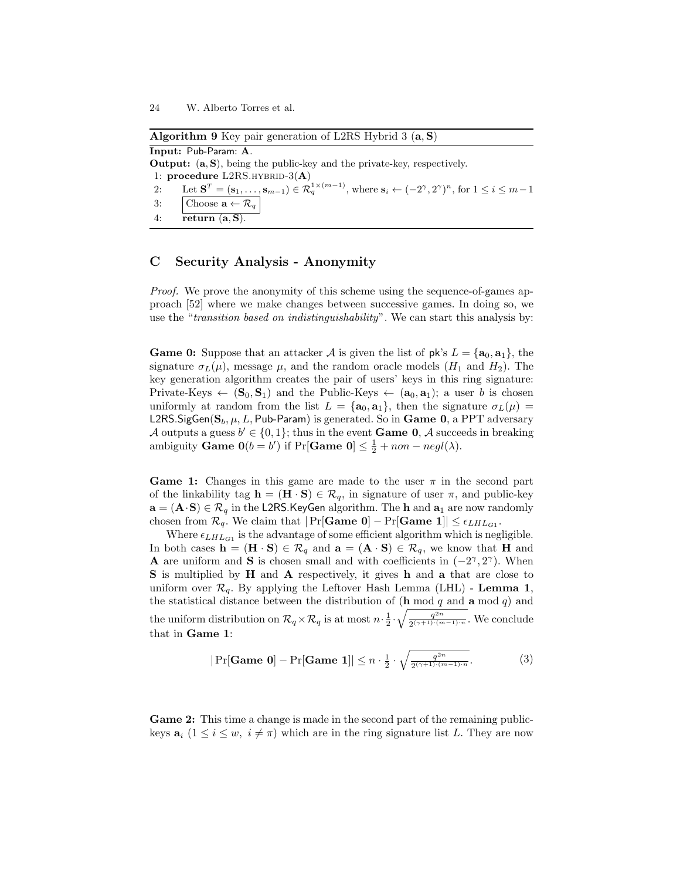**Algorithm 9** Key pair generation of L2RS Hybrid 3 $(\mathbf{a}, \mathbf{S})$

**Input:** Pub-Param: $\mathbf{A}$.
**Output:** $(\mathbf{a}, \mathbf{S})$, being the public-key and the private-key, respectively.

1: **procedure** L2RS.HYBRID-3($\mathbf{A}$)
2: Let $\mathbf{S}^T = (\mathbf{s}_1, \ldots, \mathbf{s}_{m-1}) \in \mathcal{R}_q^{1\times(m-1)}$, where $\mathbf{s}_i \leftarrow (-2^\gamma, 2^\gamma)^n$, for $1 \leq i \leq m-1$
3: Choose $\mathbf{a} \leftarrow \mathcal{R}_q$
4: **return** $(\mathbf{a}, \mathbf{S})$.

## C Security Analysis - Anonymity

*Proof.* We prove the anonymity of this scheme using the sequence-of-games approach [52] where we make changes between successive games. In doing so, we use the "*transition based on indistinguishability*". We can start this analysis by:

**Game 0:** Suppose that an attacker $\mathcal{A}$ is given the list of pk's $L = \{\mathbf{a}_0, \mathbf{a}_1\}$, the signature $\sigma_L(\mu)$, message $\mu$, and the random oracle models ($H_1$ and $H_2$). The key generation algorithm creates the pair of users' keys in this ring signature: Private-Keys $\leftarrow (\mathbf{S}_0, \mathbf{S}_1)$ and the Public-Keys $\leftarrow (\mathbf{a}_0, \mathbf{a}_1)$; a user $b$ is chosen uniformly at random from the list $L = \{\mathbf{a}_0, \mathbf{a}_1\}$, then the signature $\sigma_L(\mu) =$ L2RS.SigGen($\mathbf{S}_b, \mu, L$, Pub-Param) is generated. So in **Game 0**, a PPT adversary $\mathcal{A}$ outputs a guess $b' \in \{0, 1\}$; thus in the event **Game 0**, $\mathcal{A}$ succeeds in breaking ambiguity **Game 0**$(b = b')$ if $\Pr[\textbf{Game 0}] \leq \frac{1}{2} + non - negl(\lambda)$.

**Game 1:** Changes in this game are made to the user $\pi$ in the second part of the linkability tag $\mathbf{h} = (\mathbf{H} \cdot \mathbf{S}) \in \mathcal{R}_q$, in signature of user $\pi$, and public-key $\mathbf{a} = (\mathbf{A} \cdot \mathbf{S}) \in \mathcal{R}_q$ in the L2RS.KeyGen algorithm. The $\mathbf{h}$ and $\mathbf{a}_1$ are now randomly chosen from $\mathcal{R}_q$. We claim that $|\Pr[\textbf{Game 0}] - \Pr[\textbf{Game 1}]| \leq \epsilon_{LHL_{G1}}$.

Where $\epsilon_{LHL_{G1}}$ is the advantage of some efficient algorithm which is negligible. In both cases $\mathbf{h} = (\mathbf{H} \cdot \mathbf{S}) \in \mathcal{R}_q$ and $\mathbf{a} = (\mathbf{A} \cdot \mathbf{S}) \in \mathcal{R}_q$, we know that $\mathbf{H}$ and $\mathbf{A}$ are uniform and $\mathbf{S}$ is chosen small and with coefficients in $(-2^\gamma, 2^\gamma)$. When $\mathbf{S}$ is multiplied by $\mathbf{H}$ and $\mathbf{A}$ respectively, it gives $\mathbf{h}$ and $\mathbf{a}$ that are close to uniform over $\mathcal{R}_q$. By applying the Leftover Hash Lemma (LHL) - **Lemma 1**, the statistical distance between the distribution of ($\mathbf{h} \bmod q$ and $\mathbf{a} \bmod q$) and the uniform distribution on $\mathcal{R}_q \times \mathcal{R}_q$ is at most $n \cdot \frac{1}{2} \cdot \sqrt{\frac{q^{2n}}{2^{(\gamma+1)\cdot(m-1)\cdot n}}}$. We conclude that in **Game 1**:

$$|\Pr[\textbf{Game 0}] - \Pr[\textbf{Game 1}]| \leq n \cdot \frac{1}{2} \cdot \sqrt{\frac{q^{2n}}{2^{(\gamma+1)\cdot(m-1)\cdot n}}}. \tag{3}$$

**Game 2:** This time a change is made in the second part of the remaining public-keys $\mathbf{a}_i$ ($1 \leq i \leq w,\ i \neq \pi$) which are in the ring signature list $L$. They are now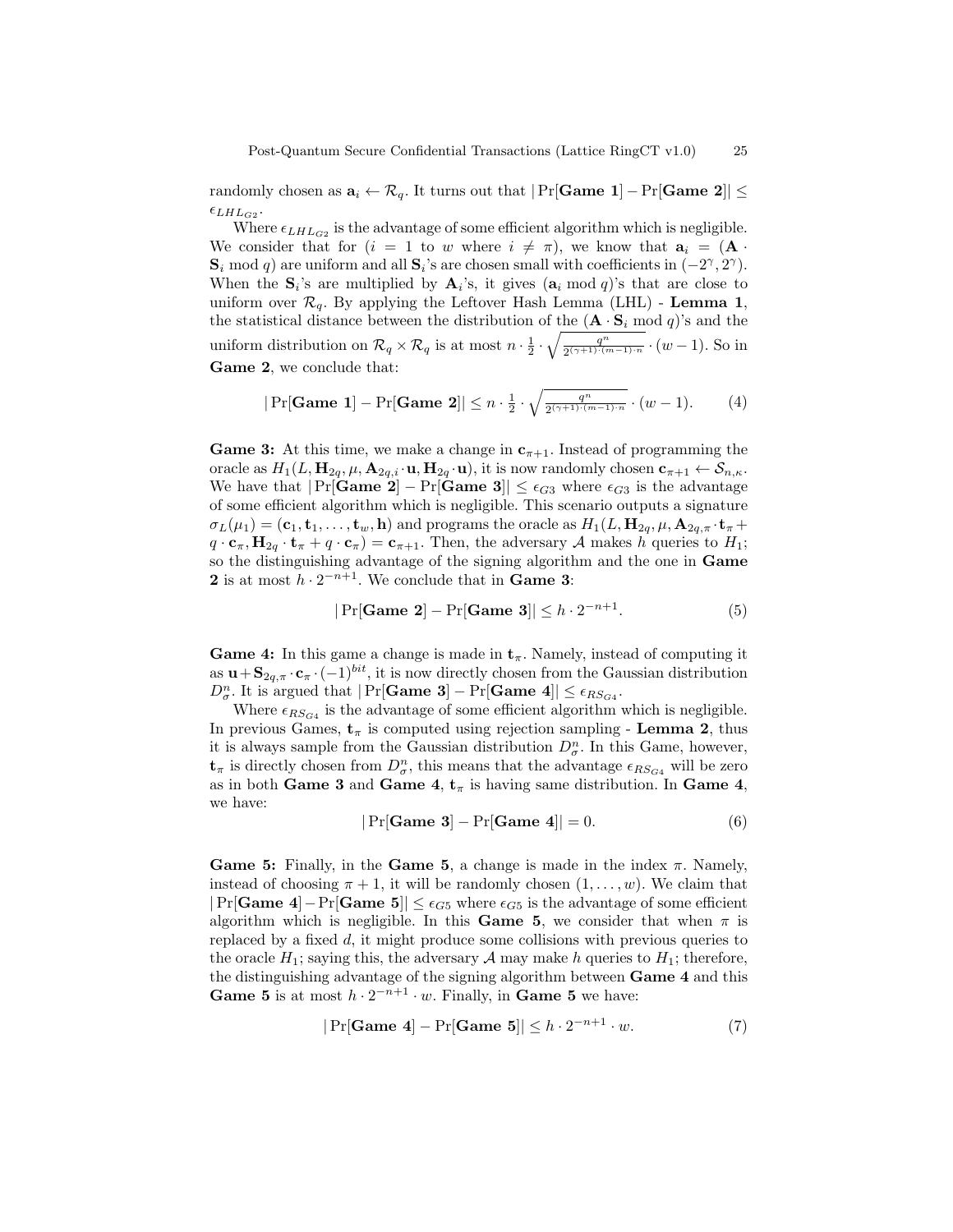randomly chosen as $\mathbf{a}_i \leftarrow \mathcal{R}_q$. It turns out that $|\Pr[\textbf{Game 1}] - \Pr[\textbf{Game 2}]| \leq \epsilon_{LHL_{G2}}$.

Where $\epsilon_{LHL_{G2}}$ is the advantage of some efficient algorithm which is negligible. We consider that for ($i = 1$ to $w$ where $i \neq \pi$), we know that $\mathbf{a}_i = (\mathbf{A} \cdot \mathbf{S}_i \bmod q)$ are uniform and all $\mathbf{S}_i$'s are chosen small with coefficients in $(-2^{\gamma}, 2^{\gamma})$. When the $\mathbf{S}_i$'s are multiplied by $\mathbf{A}_i$'s, it gives $(\mathbf{a}_i \bmod q)$'s that are close to uniform over $\mathcal{R}_q$. By applying the Leftover Hash Lemma (LHL) - **Lemma 1**, the statistical distance between the distribution of the $(\mathbf{A} \cdot \mathbf{S}_i \bmod q)$'s and the uniform distribution on $\mathcal{R}_q \times \mathcal{R}_q$ is at most $n \cdot \frac{1}{2} \cdot \sqrt{\frac{q^n}{2^{(\gamma+1)\cdot(m-1)\cdot n}}} \cdot (w-1)$. So in **Game 2**, we conclude that:

$$|\Pr[\textbf{Game 1}] - \Pr[\textbf{Game 2}]| \leq n \cdot \frac{1}{2} \cdot \sqrt{\frac{q^n}{2^{(\gamma+1)\cdot(m-1)\cdot n}}} \cdot (w-1). \tag{4}$$

**Game 3:** At this time, we make a change in $\mathbf{c}_{\pi+1}$. Instead of programming the oracle as $H_1(L, \mathbf{H}_{2q}, \mu, \mathbf{A}_{2q,i} \cdot \mathbf{u}, \mathbf{H}_{2q} \cdot \mathbf{u})$, it is now randomly chosen $\mathbf{c}_{\pi+1} \leftarrow \mathcal{S}_{n,\kappa}$. We have that $|\Pr[\textbf{Game 2}] - \Pr[\textbf{Game 3}]| \leq \epsilon_{G3}$ where $\epsilon_{G3}$ is the advantage of some efficient algorithm which is negligible. This scenario outputs a signature $\sigma_L(\mu_1) = (\mathbf{c}_1, \mathbf{t}_1, \ldots, \mathbf{t}_w, \mathbf{h})$ and programs the oracle as $H_1(L, \mathbf{H}_{2q}, \mu, \mathbf{A}_{2q,\pi} \cdot \mathbf{t}_\pi + q \cdot \mathbf{c}_\pi, \mathbf{H}_{2q} \cdot \mathbf{t}_\pi + q \cdot \mathbf{c}_\pi) = \mathbf{c}_{\pi+1}$. Then, the adversary $\mathcal{A}$ makes $h$ queries to $H_1$; so the distinguishing advantage of the signing algorithm and the one in **Game 2** is at most $h \cdot 2^{-n+1}$. We conclude that in **Game 3**:

$$|\Pr[\textbf{Game 2}] - \Pr[\textbf{Game 3}]| \leq h \cdot 2^{-n+1}. \tag{5}$$

**Game 4:** In this game a change is made in $\mathbf{t}_\pi$. Namely, instead of computing it as $\mathbf{u} + \mathbf{S}_{2q,\pi} \cdot \mathbf{c}_\pi \cdot (-1)^{bit}$, it is now directly chosen from the Gaussian distribution $D_\sigma^n$. It is argued that $|\Pr[\textbf{Game 3}] - \Pr[\textbf{Game 4}]| \leq \epsilon_{RS_{G4}}$.

Where $\epsilon_{RS_{G4}}$ is the advantage of some efficient algorithm which is negligible. In previous Games, $\mathbf{t}_\pi$ is computed using rejection sampling - **Lemma 2**, thus it is always sample from the Gaussian distribution $D_\sigma^n$. In this Game, however, $\mathbf{t}_\pi$ is directly chosen from $D_\sigma^n$, this means that the advantage $\epsilon_{RS_{G4}}$ will be zero as in both **Game 3** and **Game 4**, $\mathbf{t}_\pi$ is having same distribution. In **Game 4**, we have:

$$|\Pr[\textbf{Game 3}] - \Pr[\textbf{Game 4}]| = 0. \tag{6}$$

**Game 5:** Finally, in the **Game 5**, a change is made in the index $\pi$. Namely, instead of choosing $\pi + 1$, it will be randomly chosen $(1, \ldots, w)$. We claim that $|\Pr[\textbf{Game 4}] - \Pr[\textbf{Game 5}]| \leq \epsilon_{G5}$ where $\epsilon_{G5}$ is the advantage of some efficient algorithm which is negligible. In this **Game 5**, we consider that when $\pi$ is replaced by a fixed $d$, it might produce some collisions with previous queries to the oracle $H_1$; saying this, the adversary $\mathcal{A}$ may make $h$ queries to $H_1$; therefore, the distinguishing advantage of the signing algorithm between **Game 4** and this **Game 5** is at most $h \cdot 2^{-n+1} \cdot w$. Finally, in **Game 5** we have:

$$|\Pr[\textbf{Game 4}] - \Pr[\textbf{Game 5}]| \leq h \cdot 2^{-n+1} \cdot w. \tag{7}$$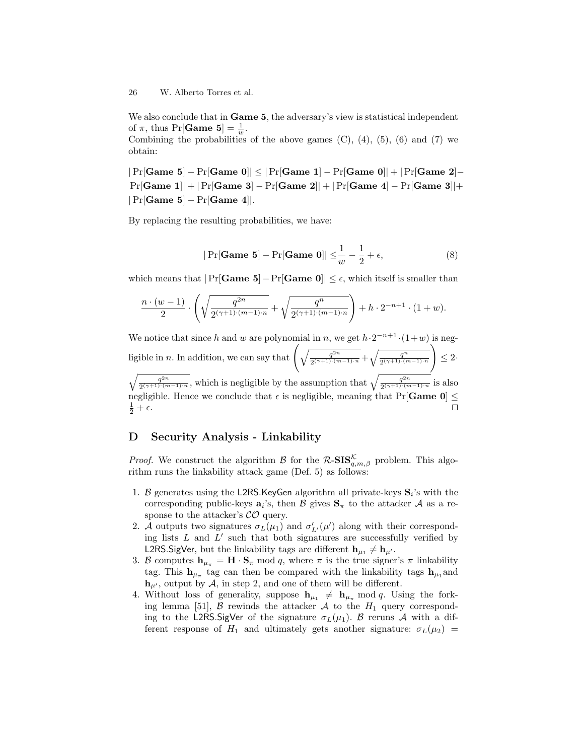We also conclude that in **Game 5**, the adversary's view is statistical independent of $\pi$, thus $\Pr[\textbf{Game 5}] = \frac{1}{w}$.
Combining the probabilities of the above games (C), (4), (5), (6) and (7) we obtain:

$|\Pr[\textbf{Game 5}] - \Pr[\textbf{Game 0}]| \leq |\Pr[\textbf{Game 1}] - \Pr[\textbf{Game 0}]| + |\Pr[\textbf{Game 2}] - \Pr[\textbf{Game 1}]| + |\Pr[\textbf{Game 3}] - \Pr[\textbf{Game 2}]| + |\Pr[\textbf{Game 4}] - \Pr[\textbf{Game 3}]| + |\Pr[\textbf{Game 5}] - \Pr[\textbf{Game 4}]|$.

By replacing the resulting probabilities, we have:

$$|\Pr[\textbf{Game 5}] - \Pr[\textbf{Game 0}]| \leq \frac{1}{w} - \frac{1}{2} + \epsilon, \tag{8}$$

which means that $|\Pr[\textbf{Game 5}] - \Pr[\textbf{Game 0}]| \leq \epsilon$, which itself is smaller than

$$\frac{n \cdot (w-1)}{2} \cdot \left( \sqrt{\frac{q^{2n}}{2^{(\gamma+1)\cdot(m-1)\cdot n}}} + \sqrt{\frac{q^{n}}{2^{(\gamma+1)\cdot(m-1)\cdot n}}} \right) + h \cdot 2^{-n+1} \cdot (1+w).$$

We notice that since $h$ and $w$ are polynomial in $n$, we get $h \cdot 2^{-n+1} \cdot (1+w)$ is negligible in $n$. In addition, we can say that $\left( \sqrt{\frac{q^{2n}}{2^{(\gamma+1)\cdot(m-1)\cdot n}}} + \sqrt{\frac{q^{n}}{2^{(\gamma+1)\cdot(m-1)\cdot n}}} \right) \leq 2 \cdot \sqrt{\frac{q^{2n}}{2^{(\gamma+1)\cdot(m-1)\cdot n}}}$, which is negligible by the assumption that $\sqrt{\frac{q^{2n}}{2^{(\gamma+1)\cdot(m-1)\cdot n}}}$ is also negligible. Hence we conclude that $\epsilon$ is negligible, meaning that $\Pr[\textbf{Game 0}] \leq \frac{1}{2} + \epsilon$. $\square$

## D Security Analysis - Linkability

*Proof.* We construct the algorithm $\mathcal{B}$ for the $\mathcal{R}$-$\mathbf{SIS}^{\mathcal{K}}_{q,m,\beta}$ problem. This algorithm runs the linkability attack game (Def. 5) as follows:

1. $\mathcal{B}$ generates using the L2RS.KeyGen algorithm all private-keys $\mathbf{S}_i$'s with the corresponding public-keys $\mathbf{a}_i$'s, then $\mathcal{B}$ gives $\mathbf{S}_\pi$ to the attacker $\mathcal{A}$ as a response to the attacker's $\mathcal{CO}$ query.
2. $\mathcal{A}$ outputs two signatures $\sigma_L(\mu_1)$ and $\sigma'_{L'}(\mu')$ along with their corresponding lists $L$ and $L'$ such that both signatures are successfully verified by L2RS.SigVer, but the linkability tags are different $\mathbf{h}_{\mu_1} \neq \mathbf{h}_{\mu'}$.
3. $\mathcal{B}$ computes $\mathbf{h}_{\mu_\pi} = \mathbf{H} \cdot \mathbf{S}_\pi \bmod q$, where $\pi$ is the true signer's $\pi$ linkability tag. This $\mathbf{h}_{\mu_\pi}$ tag can then be compared with the linkability tags $\mathbf{h}_{\mu_1}$ and $\mathbf{h}_{\mu'}$, output by $\mathcal{A}$, in step 2, and one of them will be different.
4. Without loss of generality, suppose $\mathbf{h}_{\mu_1} \neq \mathbf{h}_{\mu_\pi} \bmod q$. Using the forking lemma [51], $\mathcal{B}$ rewinds the attacker $\mathcal{A}$ to the $H_1$ query corresponding to the L2RS.SigVer of the signature $\sigma_L(\mu_1)$. $\mathcal{B}$ reruns $\mathcal{A}$ with a different response of $H_1$ and ultimately gets another signature: $\sigma_L(\mu_2) =$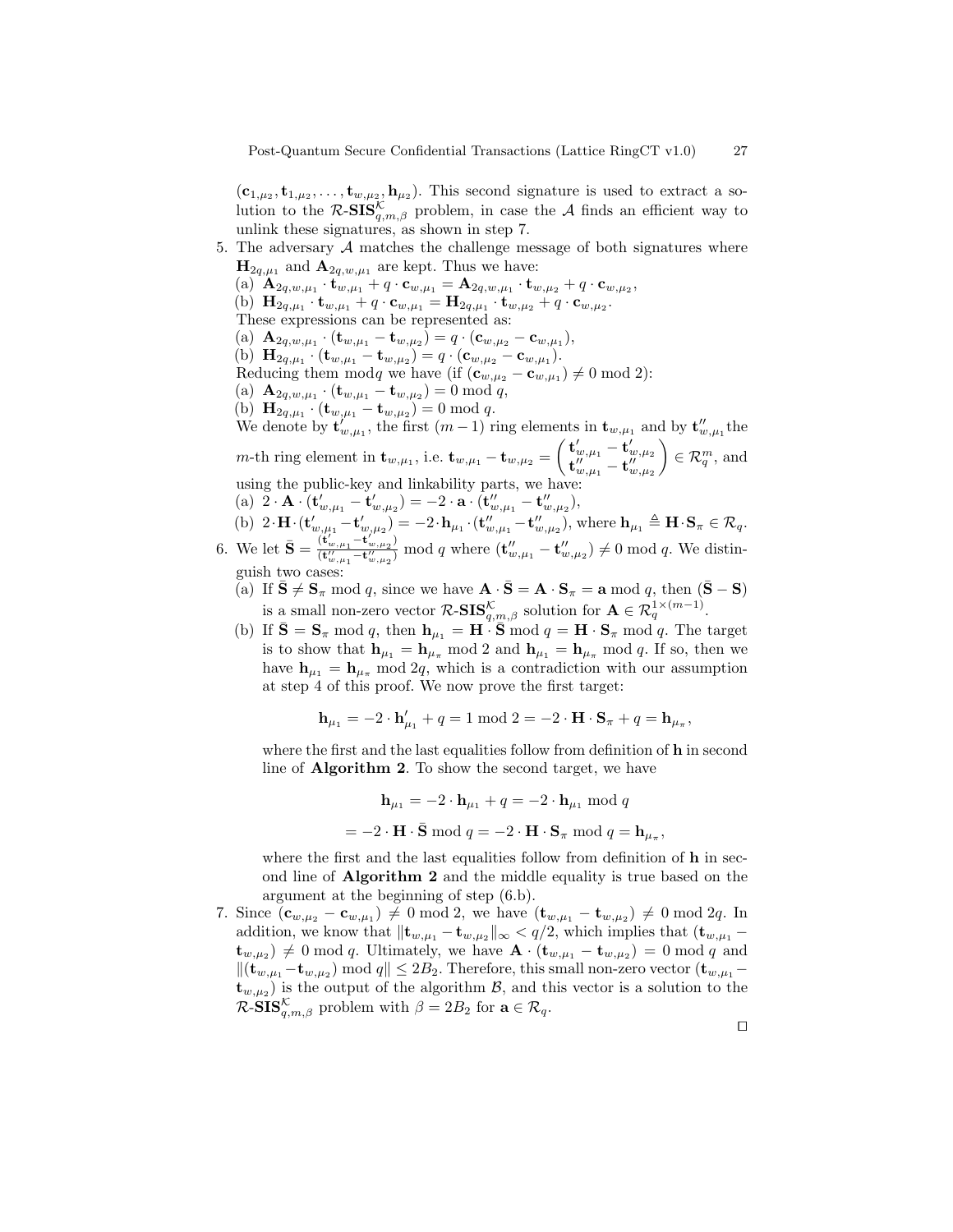$(\mathbf{c}_{1,\mu_2}, \mathbf{t}_{1,\mu_2}, \ldots, \mathbf{t}_{w,\mu_2}, \mathbf{h}_{\mu_2})$. This second signature is used to extract a solution to the $\mathcal{R}\text{-}\mathbf{SIS}^{\mathcal{K}}_{q,m,\beta}$ problem, in case the $\mathcal{A}$ finds an efficient way to unlink these signatures, as shown in step 7.

5. The adversary $\mathcal{A}$ matches the challenge message of both signatures where $\mathbf{H}_{2q,\mu_1}$ and $\mathbf{A}_{2q,w,\mu_1}$ are kept. Thus we have:
   (a) $\mathbf{A}_{2q,w,\mu_1} \cdot \mathbf{t}_{w,\mu_1} + q \cdot \mathbf{c}_{w,\mu_1} = \mathbf{A}_{2q,w,\mu_1} \cdot \mathbf{t}_{w,\mu_2} + q \cdot \mathbf{c}_{w,\mu_2}$,
   (b) $\mathbf{H}_{2q,\mu_1} \cdot \mathbf{t}_{w,\mu_1} + q \cdot \mathbf{c}_{w,\mu_1} = \mathbf{H}_{2q,\mu_1} \cdot \mathbf{t}_{w,\mu_2} + q \cdot \mathbf{c}_{w,\mu_2}$.
   These expressions can be represented as:
   (a) $\mathbf{A}_{2q,w,\mu_1} \cdot (\mathbf{t}_{w,\mu_1} - \mathbf{t}_{w,\mu_2}) = q \cdot (\mathbf{c}_{w,\mu_2} - \mathbf{c}_{w,\mu_1})$,
   (b) $\mathbf{H}_{2q,\mu_1} \cdot (\mathbf{t}_{w,\mu_1} - \mathbf{t}_{w,\mu_2}) = q \cdot (\mathbf{c}_{w,\mu_2} - \mathbf{c}_{w,\mu_1})$.
   Reducing them mod$q$ we have (if $(\mathbf{c}_{w,\mu_2} - \mathbf{c}_{w,\mu_1}) \neq 0 \bmod 2$):
   (a) $\mathbf{A}_{2q,w,\mu_1} \cdot (\mathbf{t}_{w,\mu_1} - \mathbf{t}_{w,\mu_2}) = 0 \bmod q$,
   (b) $\mathbf{H}_{2q,\mu_1} \cdot (\mathbf{t}_{w,\mu_1} - \mathbf{t}_{w,\mu_2}) = 0 \bmod q$.
   We denote by $\mathbf{t}'_{w,\mu_1}$, the first $(m-1)$ ring elements in $\mathbf{t}_{w,\mu_1}$ and by $\mathbf{t}''_{w,\mu_1}$ the $m$-th ring element in $\mathbf{t}_{w,\mu_1}$, i.e. $\mathbf{t}_{w,\mu_1} - \mathbf{t}_{w,\mu_2} = \begin{pmatrix} \mathbf{t}'_{w,\mu_1} - \mathbf{t}'_{w,\mu_2} \\ \mathbf{t}''_{w,\mu_1} - \mathbf{t}''_{w,\mu_2} \end{pmatrix} \in \mathcal{R}_q^m$, and using the public-key and linkability parts, we have:
   (a) $2 \cdot \mathbf{A} \cdot (\mathbf{t}'_{w,\mu_1} - \mathbf{t}'_{w,\mu_2}) = -2 \cdot \mathbf{a} \cdot (\mathbf{t}''_{w,\mu_1} - \mathbf{t}''_{w,\mu_2})$,
   (b) $2 \cdot \mathbf{H} \cdot (\mathbf{t}'_{w,\mu_1} - \mathbf{t}'_{w,\mu_2}) = -2 \cdot \mathbf{h}_{\mu_1} \cdot (\mathbf{t}''_{w,\mu_1} - \mathbf{t}''_{w,\mu_2})$, where $\mathbf{h}_{\mu_1} \triangleq \mathbf{H} \cdot \mathbf{S}_\pi \in \mathcal{R}_q$.
6. We let $\bar{\mathbf{S}} = \frac{(\mathbf{t}'_{w,\mu_1} - \mathbf{t}'_{w,\mu_2})}{(\mathbf{t}''_{w,\mu_1} - \mathbf{t}''_{w,\mu_2})} \bmod q$ where $(\mathbf{t}''_{w,\mu_1} - \mathbf{t}''_{w,\mu_2}) \neq 0 \bmod q$. We distinguish two cases:
   (a) If $\bar{\mathbf{S}} \neq \mathbf{S}_\pi \bmod q$, since we have $\mathbf{A} \cdot \bar{\mathbf{S}} = \mathbf{A} \cdot \mathbf{S}_\pi = \mathbf{a} \bmod q$, then $(\bar{\mathbf{S}} - \mathbf{S})$ is a small non-zero vector $\mathcal{R}\text{-}\mathbf{SIS}^{\mathcal{K}}_{q,m,\beta}$ solution for $\mathbf{A} \in \mathcal{R}_q^{1 \times (m-1)}$.
   (b) If $\bar{\mathbf{S}} = \mathbf{S}_\pi \bmod q$, then $\mathbf{h}_{\mu_1} = \mathbf{H} \cdot \bar{\mathbf{S}} \bmod q = \mathbf{H} \cdot \mathbf{S}_\pi \bmod q$. The target is to show that $\mathbf{h}_{\mu_1} = \mathbf{h}_{\mu_\pi} \bmod 2$ and $\mathbf{h}_{\mu_1} = \mathbf{h}_{\mu_\pi} \bmod q$. If so, then we have $\mathbf{h}_{\mu_1} = \mathbf{h}_{\mu_\pi} \bmod 2q$, which is a contradiction with our assumption at step 4 of this proof. We now prove the first target:

   $$\mathbf{h}_{\mu_1} = -2 \cdot \mathbf{h}'_{\mu_1} + q = 1 \bmod 2 = -2 \cdot \mathbf{H} \cdot \mathbf{S}_\pi + q = \mathbf{h}_{\mu_\pi},$$

   where the first and the last equalities follow from definition of $\mathbf{h}$ in second line of **Algorithm 2**. To show the second target, we have

   $$\mathbf{h}_{\mu_1} = -2 \cdot \mathbf{h}_{\mu_1} + q = -2 \cdot \mathbf{h}_{\mu_1} \bmod q$$
   $$= -2 \cdot \mathbf{H} \cdot \bar{\mathbf{S}} \bmod q = -2 \cdot \mathbf{H} \cdot \mathbf{S}_\pi \bmod q = \mathbf{h}_{\mu_\pi},$$

   where the first and the last equalities follow from definition of $\mathbf{h}$ in second line of **Algorithm 2** and the middle equality is true based on the argument at the beginning of step (6.b).
7. Since $(\mathbf{c}_{w,\mu_2} - \mathbf{c}_{w,\mu_1}) \neq 0 \bmod 2$, we have $(\mathbf{t}_{w,\mu_1} - \mathbf{t}_{w,\mu_2}) \neq 0 \bmod 2q$. In addition, we know that $\|\mathbf{t}_{w,\mu_1} - \mathbf{t}_{w,\mu_2}\|_\infty < q/2$, which implies that $(\mathbf{t}_{w,\mu_1} - \mathbf{t}_{w,\mu_2}) \neq 0 \bmod q$. Ultimately, we have $\mathbf{A} \cdot (\mathbf{t}_{w,\mu_1} - \mathbf{t}_{w,\mu_2}) = 0 \bmod q$ and $\|(\mathbf{t}_{w,\mu_1} - \mathbf{t}_{w,\mu_2}) \bmod q\| \leq 2B_2$. Therefore, this small non-zero vector $(\mathbf{t}_{w,\mu_1} - \mathbf{t}_{w,\mu_2})$ is the output of the algorithm $\mathcal{B}$, and this vector is a solution to the $\mathcal{R}\text{-}\mathbf{SIS}^{\mathcal{K}}_{q,m,\beta}$ problem with $\beta = 2B_2$ for $\mathbf{a} \in \mathcal{R}_q$.

□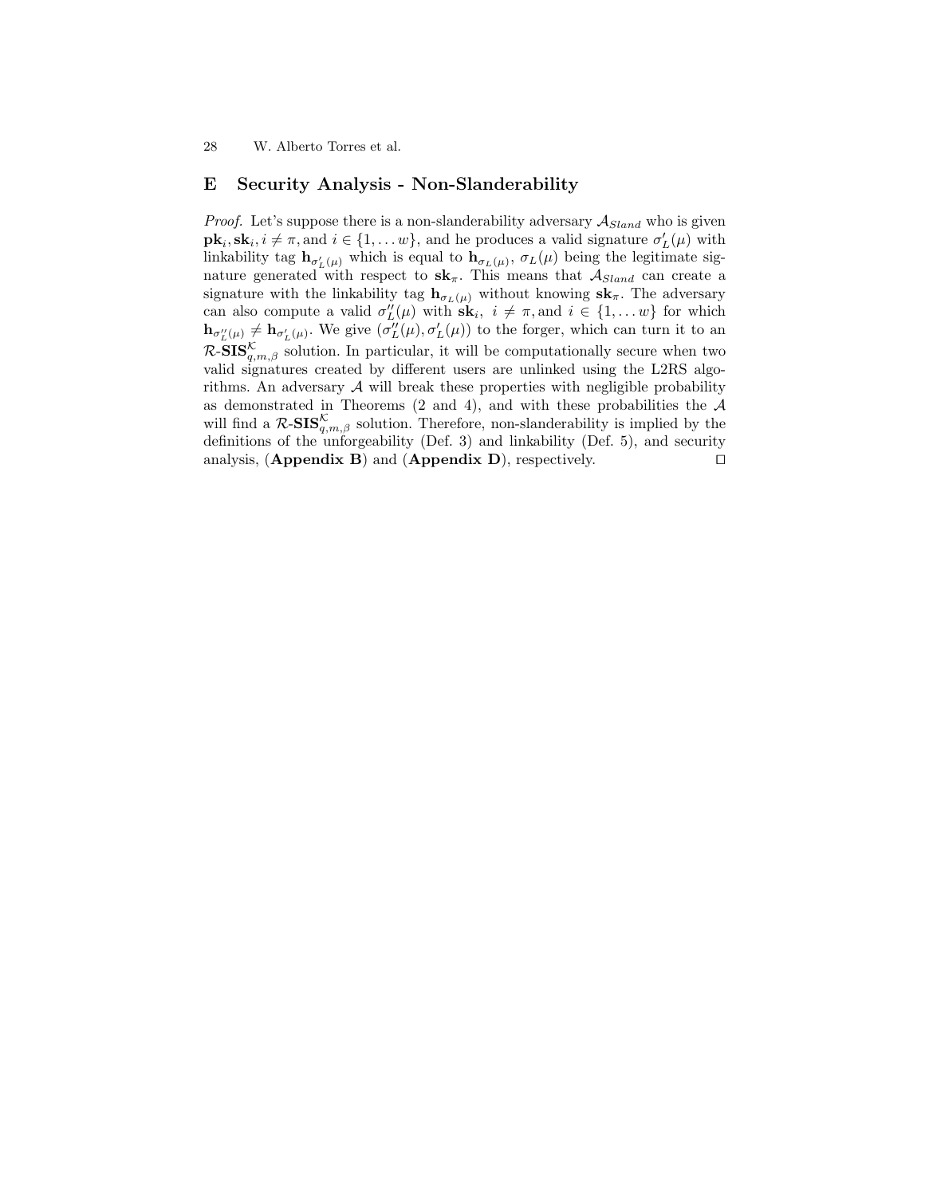## E Security Analysis - Non-Slanderability

*Proof.* Let's suppose there is a non-slanderability adversary $\mathcal{A}_{Sland}$ who is given $\mathbf{pk}_i, \mathbf{sk}_i, i \neq \pi,$ and $i \in \{1, \ldots w\}$, and he produces a valid signature $\sigma'_L(\mu)$ with linkability tag $\mathbf{h}_{\sigma'_L(\mu)}$ which is equal to $\mathbf{h}_{\sigma_L(\mu)}$, $\sigma_L(\mu)$ being the legitimate signature generated with respect to $\mathbf{sk}_\pi$. This means that $\mathcal{A}_{Sland}$ can create a signature with the linkability tag $\mathbf{h}_{\sigma_L(\mu)}$ without knowing $\mathbf{sk}_\pi$. The adversary can also compute a valid $\sigma''_L(\mu)$ with $\mathbf{sk}_i$, $i \neq \pi,$ and $i \in \{1, \ldots w\}$ for which $\mathbf{h}_{\sigma''_L(\mu)} \neq \mathbf{h}_{\sigma'_L(\mu)}$. We give $(\sigma''_L(\mu), \sigma'_L(\mu))$ to the forger, which can turn it to an $\mathcal{R}\text{-}\mathbf{SIS}^{\mathcal{K}}_{q,m,\beta}$ solution. In particular, it will be computationally secure when two valid signatures created by different users are unlinked using the L2RS algorithms. An adversary $\mathcal{A}$ will break these properties with negligible probability as demonstrated in Theorems (2 and 4), and with these probabilities the $\mathcal{A}$ will find a $\mathcal{R}\text{-}\mathbf{SIS}^{\mathcal{K}}_{q,m,\beta}$ solution. Therefore, non-slanderability is implied by the definitions of the unforgeability (Def. 3) and linkability (Def. 5), and security analysis, (**Appendix B**) and (**Appendix D**), respectively. □